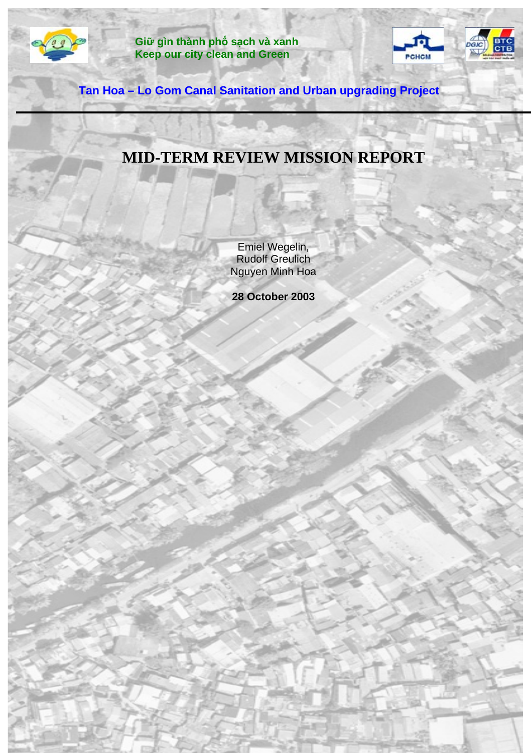**Giữ gìn thành phố sạch và xanh**
**Keep our city clean and Green**

**Tan Hoa – Lo Gom Canal Sanitation and Urban upgrading Project**

---

# MID-TERM REVIEW MISSION REPORT

Emiel Wegelin,
Rudolf Greulich
Nguyen Minh Hoa

**28 October 2003**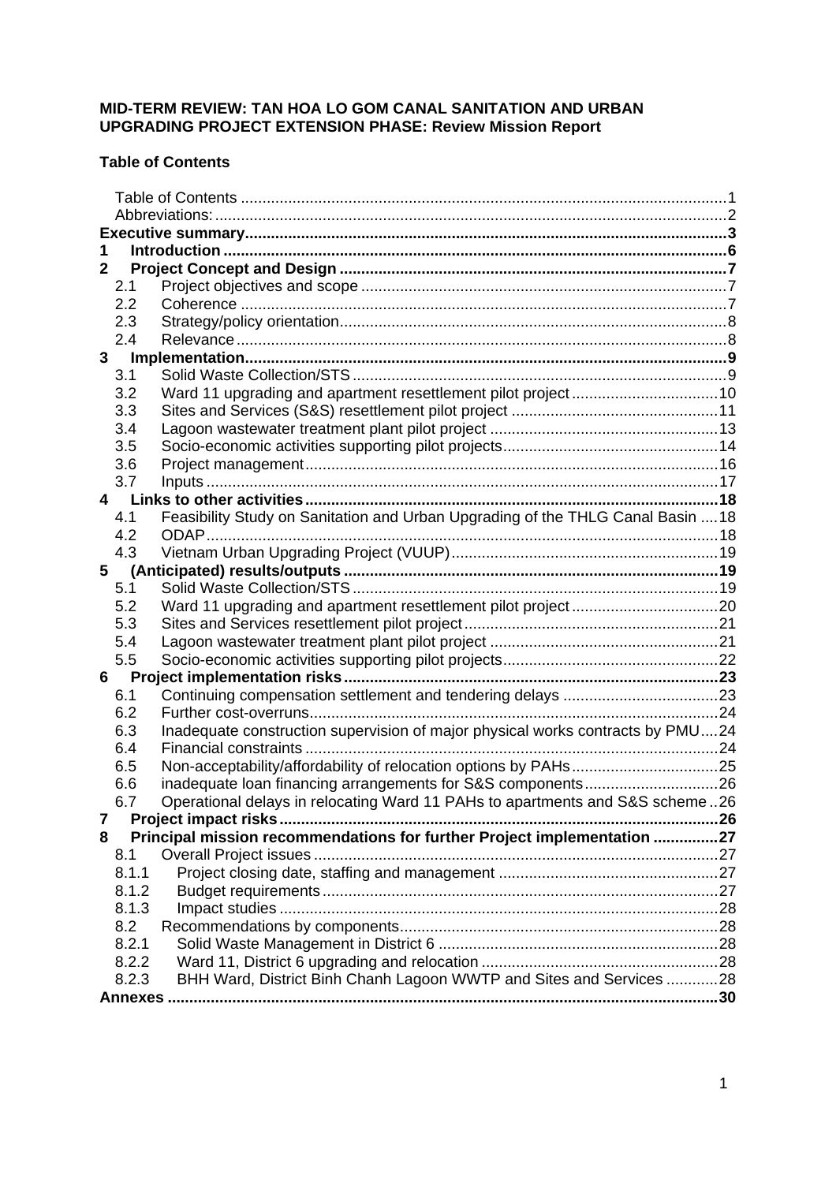**MID-TERM REVIEW: TAN HOA LO GOM CANAL SANITATION AND URBAN UPGRADING PROJECT EXTENSION PHASE: Review Mission Report**

**Table of Contents**

- Table of Contents ... 1
- Abbreviations: ... 2
- **Executive summary ... 3**
- **1 Introduction ... 6**
- **2 Project Concept and Design ... 7**
  - 2.1 Project objectives and scope ... 7
  - 2.2 Coherence ... 7
  - 2.3 Strategy/policy orientation ... 8
  - 2.4 Relevance ... 8
- **3 Implementation ... 9**
  - 3.1 Solid Waste Collection/STS ... 9
  - 3.2 Ward 11 upgrading and apartment resettlement pilot project ... 10
  - 3.3 Sites and Services (S&S) resettlement pilot project ... 11
  - 3.4 Lagoon wastewater treatment plant pilot project ... 13
  - 3.5 Socio-economic activities supporting pilot projects ... 14
  - 3.6 Project management ... 16
  - 3.7 Inputs ... 17
- **4 Links to other activities ... 18**
  - 4.1 Feasibility Study on Sanitation and Urban Upgrading of the THLG Canal Basin ... 18
  - 4.2 ODAP ... 18
  - 4.3 Vietnam Urban Upgrading Project (VUUP) ... 19
- **5 (Anticipated) results/outputs ... 19**
  - 5.1 Solid Waste Collection/STS ... 19
  - 5.2 Ward 11 upgrading and apartment resettlement pilot project ... 20
  - 5.3 Sites and Services resettlement pilot project ... 21
  - 5.4 Lagoon wastewater treatment plant pilot project ... 21
  - 5.5 Socio-economic activities supporting pilot projects ... 22
- **6 Project implementation risks ... 23**
  - 6.1 Continuing compensation settlement and tendering delays ... 23
  - 6.2 Further cost-overruns ... 24
  - 6.3 Inadequate construction supervision of major physical works contracts by PMU ... 24
  - 6.4 Financial constraints ... 24
  - 6.5 Non-acceptability/affordability of relocation options by PAHs ... 25
  - 6.6 inadequate loan financing arrangements for S&S components ... 26
  - 6.7 Operational delays in relocating Ward 11 PAHs to apartments and S&S scheme ... 26
- **7 Project impact risks ... 26**
- **8 Principal mission recommendations for further Project implementation ... 27**
  - 8.1 Overall Project issues ... 27
    - 8.1.1 Project closing date, staffing and management ... 27
    - 8.1.2 Budget requirements ... 27
    - 8.1.3 Impact studies ... 28
  - 8.2 Recommendations by components ... 28
    - 8.2.1 Solid Waste Management in District 6 ... 28
    - 8.2.2 Ward 11, District 6 upgrading and relocation ... 28
    - 8.2.3 BHH Ward, District Binh Chanh Lagoon WWTP and Sites and Services ... 28
- **Annexes ... 30**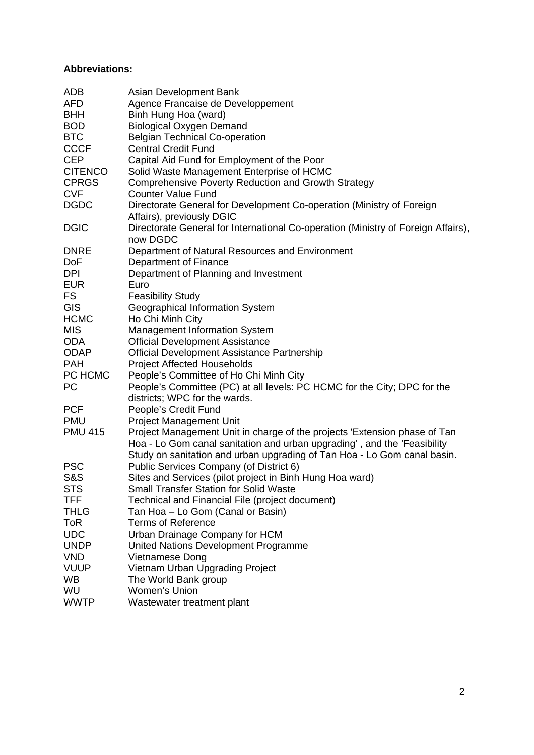**Abbreviations:**

| | |
|---|---|
| ADB | Asian Development Bank |
| AFD | Agence Francaise de Developpement |
| BHH | Binh Hung Hoa (ward) |
| BOD | Biological Oxygen Demand |
| BTC | Belgian Technical Co-operation |
| CCCF | Central Credit Fund |
| CEP | Capital Aid Fund for Employment of the Poor |
| CITENCO | Solid Waste Management Enterprise of HCMC |
| CPRGS | Comprehensive Poverty Reduction and Growth Strategy |
| CVF | Counter Value Fund |
| DGDC | Directorate General for Development Co-operation (Ministry of Foreign Affairs), previously DGIC |
| DGIC | Directorate General for International Co-operation (Ministry of Foreign Affairs), now DGDC |
| DNRE | Department of Natural Resources and Environment |
| DoF | Department of Finance |
| DPI | Department of Planning and Investment |
| EUR | Euro |
| FS | Feasibility Study |
| GIS | Geographical Information System |
| HCMC | Ho Chi Minh City |
| MIS | Management Information System |
| ODA | Official Development Assistance |
| ODAP | Official Development Assistance Partnership |
| PAH | Project Affected Households |
| PC HCMC | People's Committee of Ho Chi Minh City |
| PC | People's Committee (PC) at all levels: PC HCMC for the City; DPC for the districts; WPC for the wards. |
| PCF | People's Credit Fund |
| PMU | Project Management Unit |
| PMU 415 | Project Management Unit in charge of the projects 'Extension phase of Tan Hoa - Lo Gom canal sanitation and urban upgrading' , and the 'Feasibility Study on sanitation and urban upgrading of Tan Hoa - Lo Gom canal basin. |
| PSC | Public Services Company (of District 6) |
| S&S | Sites and Services (pilot project in Binh Hung Hoa ward) |
| STS | Small Transfer Station for Solid Waste |
| TFF | Technical and Financial File (project document) |
| THLG | Tan Hoa – Lo Gom (Canal or Basin) |
| ToR | Terms of Reference |
| UDC | Urban Drainage Company for HCM |
| UNDP | United Nations Development Programme |
| VND | Vietnamese Dong |
| VUUP | Vietnam Urban Upgrading Project |
| WB | The World Bank group |
| WU | Women's Union |
| WWTP | Wastewater treatment plant |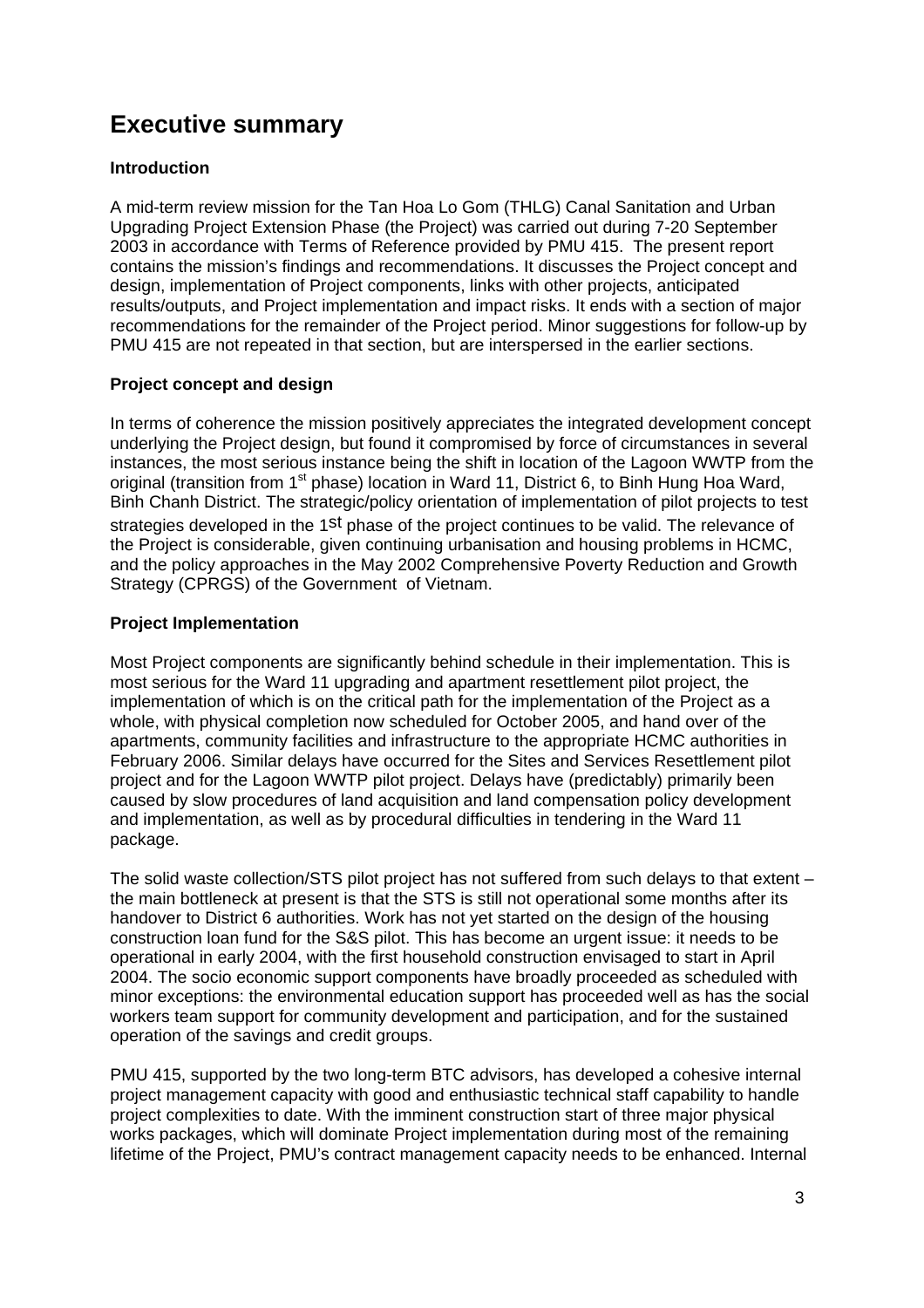# Executive summary

### Introduction

A mid-term review mission for the Tan Hoa Lo Gom (THLG) Canal Sanitation and Urban Upgrading Project Extension Phase (the Project) was carried out during 7-20 September 2003 in accordance with Terms of Reference provided by PMU 415. The present report contains the mission's findings and recommendations. It discusses the Project concept and design, implementation of Project components, links with other projects, anticipated results/outputs, and Project implementation and impact risks. It ends with a section of major recommendations for the remainder of the Project period. Minor suggestions for follow-up by PMU 415 are not repeated in that section, but are interspersed in the earlier sections.

### Project concept and design

In terms of coherence the mission positively appreciates the integrated development concept underlying the Project design, but found it compromised by force of circumstances in several instances, the most serious instance being the shift in location of the Lagoon WWTP from the original (transition from 1st phase) location in Ward 11, District 6, to Binh Hung Hoa Ward, Binh Chanh District. The strategic/policy orientation of implementation of pilot projects to test strategies developed in the 1st phase of the project continues to be valid. The relevance of the Project is considerable, given continuing urbanisation and housing problems in HCMC, and the policy approaches in the May 2002 Comprehensive Poverty Reduction and Growth Strategy (CPRGS) of the Government of Vietnam.

### Project Implementation

Most Project components are significantly behind schedule in their implementation. This is most serious for the Ward 11 upgrading and apartment resettlement pilot project, the implementation of which is on the critical path for the implementation of the Project as a whole, with physical completion now scheduled for October 2005, and hand over of the apartments, community facilities and infrastructure to the appropriate HCMC authorities in February 2006. Similar delays have occurred for the Sites and Services Resettlement pilot project and for the Lagoon WWTP pilot project. Delays have (predictably) primarily been caused by slow procedures of land acquisition and land compensation policy development and implementation, as well as by procedural difficulties in tendering in the Ward 11 package.

The solid waste collection/STS pilot project has not suffered from such delays to that extent – the main bottleneck at present is that the STS is still not operational some months after its handover to District 6 authorities. Work has not yet started on the design of the housing construction loan fund for the S&S pilot. This has become an urgent issue: it needs to be operational in early 2004, with the first household construction envisaged to start in April 2004. The socio economic support components have broadly proceeded as scheduled with minor exceptions: the environmental education support has proceeded well as has the social workers team support for community development and participation, and for the sustained operation of the savings and credit groups.

PMU 415, supported by the two long-term BTC advisors, has developed a cohesive internal project management capacity with good and enthusiastic technical staff capability to handle project complexities to date. With the imminent construction start of three major physical works packages, which will dominate Project implementation during most of the remaining lifetime of the Project, PMU's contract management capacity needs to be enhanced. Internal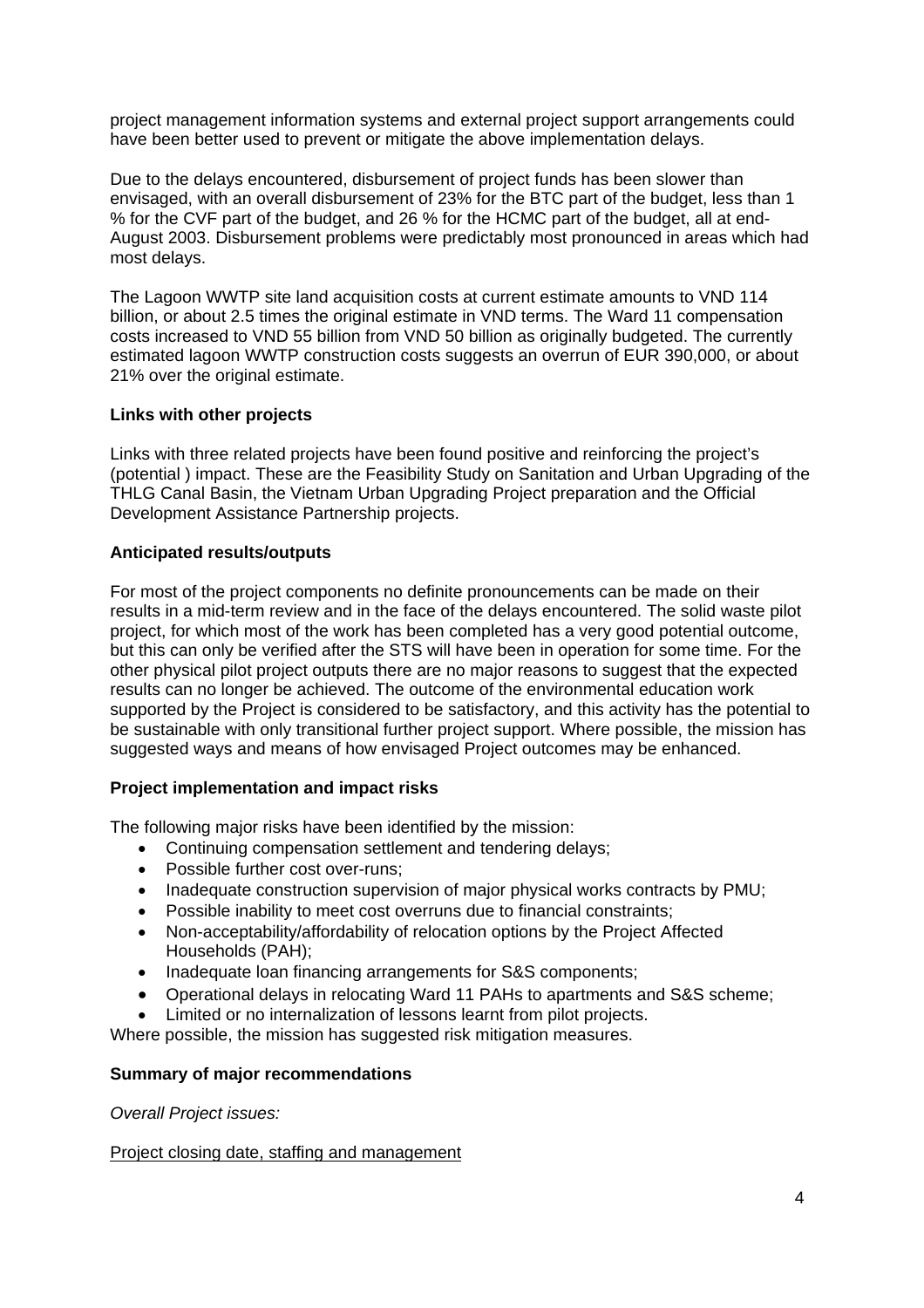project management information systems and external project support arrangements could have been better used to prevent or mitigate the above implementation delays.

Due to the delays encountered, disbursement of project funds has been slower than envisaged, with an overall disbursement of 23% for the BTC part of the budget, less than 1 % for the CVF part of the budget, and 26 % for the HCMC part of the budget, all at end-August 2003. Disbursement problems were predictably most pronounced in areas which had most delays.

The Lagoon WWTP site land acquisition costs at current estimate amounts to VND 114 billion, or about 2.5 times the original estimate in VND terms. The Ward 11 compensation costs increased to VND 55 billion from VND 50 billion as originally budgeted. The currently estimated lagoon WWTP construction costs suggests an overrun of EUR 390,000, or about 21% over the original estimate.

**Links with other projects**

Links with three related projects have been found positive and reinforcing the project's (potential ) impact. These are the Feasibility Study on Sanitation and Urban Upgrading of the THLG Canal Basin, the Vietnam Urban Upgrading Project preparation and the Official Development Assistance Partnership projects.

**Anticipated results/outputs**

For most of the project components no definite pronouncements can be made on their results in a mid-term review and in the face of the delays encountered. The solid waste pilot project, for which most of the work has been completed has a very good potential outcome, but this can only be verified after the STS will have been in operation for some time. For the other physical pilot project outputs there are no major reasons to suggest that the expected results can no longer be achieved. The outcome of the environmental education work supported by the Project is considered to be satisfactory, and this activity has the potential to be sustainable with only transitional further project support. Where possible, the mission has suggested ways and means of how envisaged Project outcomes may be enhanced.

**Project implementation and impact risks**

The following major risks have been identified by the mission:

- Continuing compensation settlement and tendering delays;
- Possible further cost over-runs;
- Inadequate construction supervision of major physical works contracts by PMU;
- Possible inability to meet cost overruns due to financial constraints;
- Non-acceptability/affordability of relocation options by the Project Affected Households (PAH);
- Inadequate loan financing arrangements for S&S components;
- Operational delays in relocating Ward 11 PAHs to apartments and S&S scheme;
- Limited or no internalization of lessons learnt from pilot projects.

Where possible, the mission has suggested risk mitigation measures.

**Summary of major recommendations**

*Overall Project issues:*

<u>Project closing date, staffing and management</u>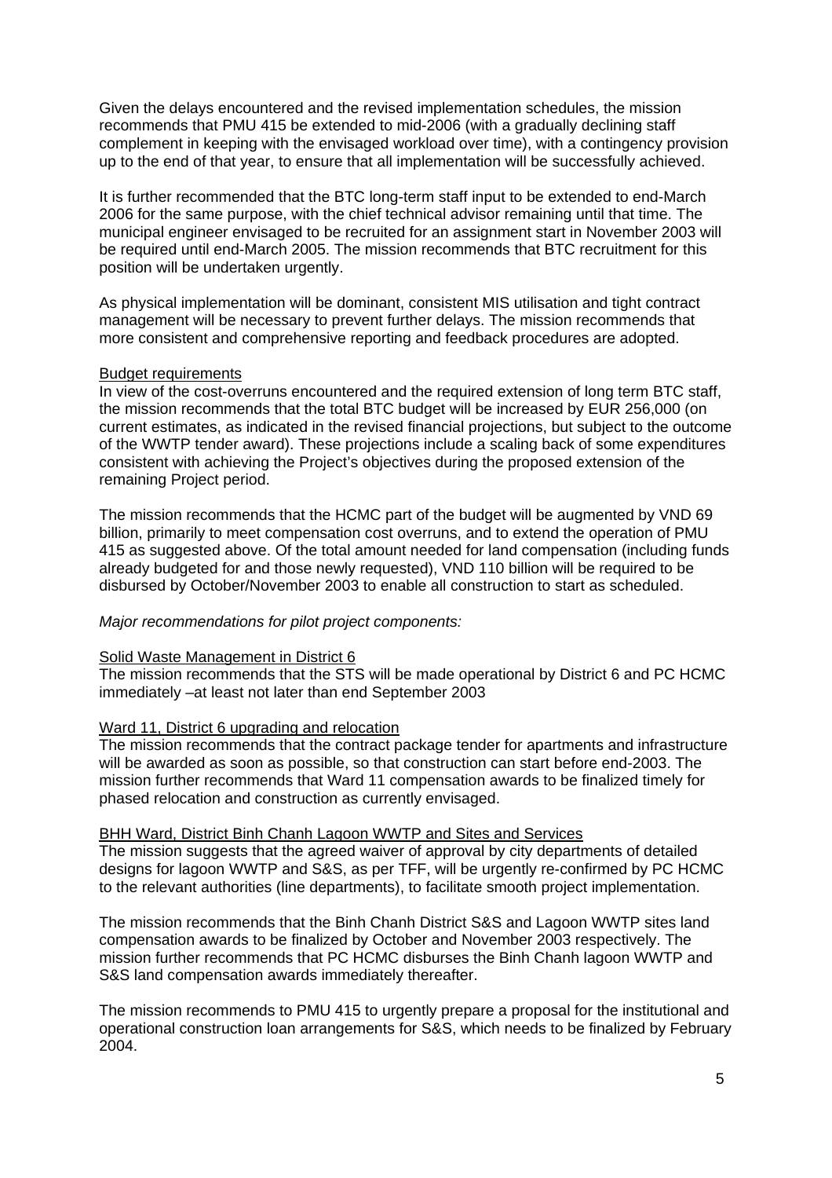Given the delays encountered and the revised implementation schedules, the mission recommends that PMU 415 be extended to mid-2006 (with a gradually declining staff complement in keeping with the envisaged workload over time), with a contingency provision up to the end of that year, to ensure that all implementation will be successfully achieved.

It is further recommended that the BTC long-term staff input to be extended to end-March 2006 for the same purpose, with the chief technical advisor remaining until that time. The municipal engineer envisaged to be recruited for an assignment start in November 2003 will be required until end-March 2005. The mission recommends that BTC recruitment for this position will be undertaken urgently.

As physical implementation will be dominant, consistent MIS utilisation and tight contract management will be necessary to prevent further delays. The mission recommends that more consistent and comprehensive reporting and feedback procedures are adopted.

Budget requirements

In view of the cost-overruns encountered and the required extension of long term BTC staff, the mission recommends that the total BTC budget will be increased by EUR 256,000 (on current estimates, as indicated in the revised financial projections, but subject to the outcome of the WWTP tender award). These projections include a scaling back of some expenditures consistent with achieving the Project's objectives during the proposed extension of the remaining Project period.

The mission recommends that the HCMC part of the budget will be augmented by VND 69 billion, primarily to meet compensation cost overruns, and to extend the operation of PMU 415 as suggested above. Of the total amount needed for land compensation (including funds already budgeted for and those newly requested), VND 110 billion will be required to be disbursed by October/November 2003 to enable all construction to start as scheduled.

*Major recommendations for pilot project components:*

Solid Waste Management in District 6

The mission recommends that the STS will be made operational by District 6 and PC HCMC immediately –at least not later than end September 2003

Ward 11, District 6 upgrading and relocation

The mission recommends that the contract package tender for apartments and infrastructure will be awarded as soon as possible, so that construction can start before end-2003. The mission further recommends that Ward 11 compensation awards to be finalized timely for phased relocation and construction as currently envisaged.

BHH Ward, District Binh Chanh Lagoon WWTP and Sites and Services

The mission suggests that the agreed waiver of approval by city departments of detailed designs for lagoon WWTP and S&S, as per TFF, will be urgently re-confirmed by PC HCMC to the relevant authorities (line departments), to facilitate smooth project implementation.

The mission recommends that the Binh Chanh District S&S and Lagoon WWTP sites land compensation awards to be finalized by October and November 2003 respectively. The mission further recommends that PC HCMC disburses the Binh Chanh lagoon WWTP and S&S land compensation awards immediately thereafter.

The mission recommends to PMU 415 to urgently prepare a proposal for the institutional and operational construction loan arrangements for S&S, which needs to be finalized by February 2004.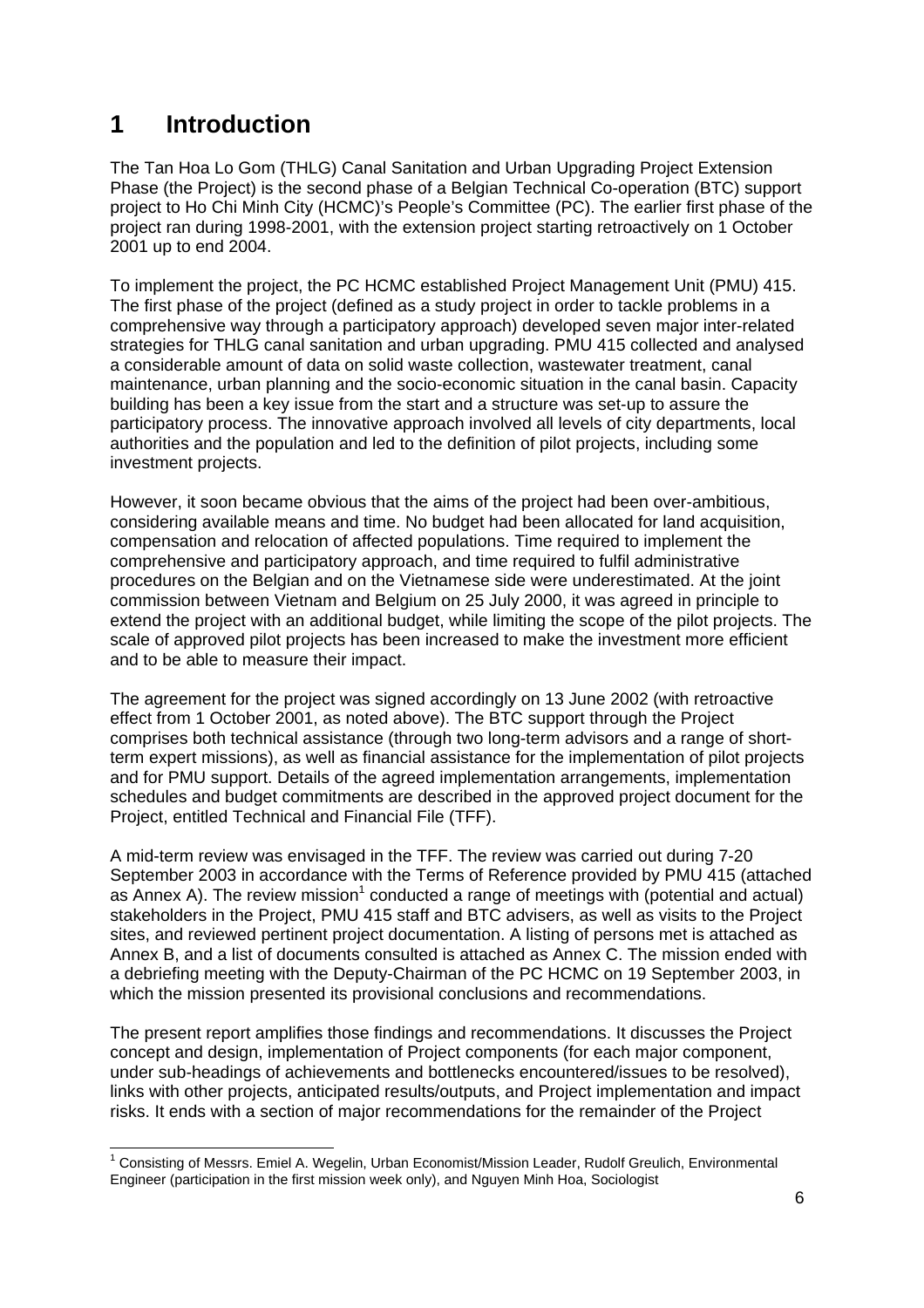# 1 Introduction

The Tan Hoa Lo Gom (THLG) Canal Sanitation and Urban Upgrading Project Extension Phase (the Project) is the second phase of a Belgian Technical Co-operation (BTC) support project to Ho Chi Minh City (HCMC)'s People's Committee (PC). The earlier first phase of the project ran during 1998-2001, with the extension project starting retroactively on 1 October 2001 up to end 2004.

To implement the project, the PC HCMC established Project Management Unit (PMU) 415. The first phase of the project (defined as a study project in order to tackle problems in a comprehensive way through a participatory approach) developed seven major inter-related strategies for THLG canal sanitation and urban upgrading. PMU 415 collected and analysed a considerable amount of data on solid waste collection, wastewater treatment, canal maintenance, urban planning and the socio-economic situation in the canal basin. Capacity building has been a key issue from the start and a structure was set-up to assure the participatory process. The innovative approach involved all levels of city departments, local authorities and the population and led to the definition of pilot projects, including some investment projects.

However, it soon became obvious that the aims of the project had been over-ambitious, considering available means and time. No budget had been allocated for land acquisition, compensation and relocation of affected populations. Time required to implement the comprehensive and participatory approach, and time required to fulfil administrative procedures on the Belgian and on the Vietnamese side were underestimated. At the joint commission between Vietnam and Belgium on 25 July 2000, it was agreed in principle to extend the project with an additional budget, while limiting the scope of the pilot projects. The scale of approved pilot projects has been increased to make the investment more efficient and to be able to measure their impact.

The agreement for the project was signed accordingly on 13 June 2002 (with retroactive effect from 1 October 2001, as noted above). The BTC support through the Project comprises both technical assistance (through two long-term advisors and a range of short-term expert missions), as well as financial assistance for the implementation of pilot projects and for PMU support. Details of the agreed implementation arrangements, implementation schedules and budget commitments are described in the approved project document for the Project, entitled Technical and Financial File (TFF).

A mid-term review was envisaged in the TFF. The review was carried out during 7-20 September 2003 in accordance with the Terms of Reference provided by PMU 415 (attached as Annex A). The review mission[1] conducted a range of meetings with (potential and actual) stakeholders in the Project, PMU 415 staff and BTC advisers, as well as visits to the Project sites, and reviewed pertinent project documentation. A listing of persons met is attached as Annex B, and a list of documents consulted is attached as Annex C. The mission ended with a debriefing meeting with the Deputy-Chairman of the PC HCMC on 19 September 2003, in which the mission presented its provisional conclusions and recommendations.

The present report amplifies those findings and recommendations. It discusses the Project concept and design, implementation of Project components (for each major component, under sub-headings of achievements and bottlenecks encountered/issues to be resolved), links with other projects, anticipated results/outputs, and Project implementation and impact risks. It ends with a section of major recommendations for the remainder of the Project

[1] Consisting of Messrs. Emiel A. Wegelin, Urban Economist/Mission Leader, Rudolf Greulich, Environmental Engineer (participation in the first mission week only), and Nguyen Minh Hoa, Sociologist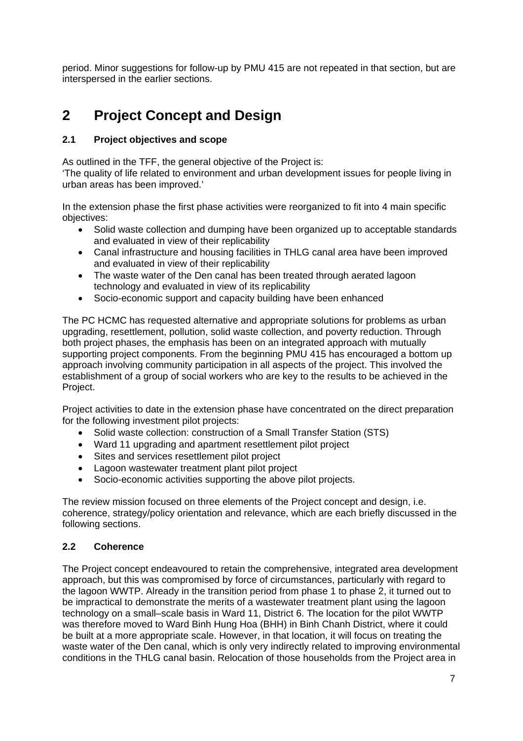period. Minor suggestions for follow-up by PMU 415 are not repeated in that section, but are interspersed in the earlier sections.

# 2 Project Concept and Design

### 2.1 Project objectives and scope

As outlined in the TFF, the general objective of the Project is:
'The quality of life related to environment and urban development issues for people living in urban areas has been improved.'

In the extension phase the first phase activities were reorganized to fit into 4 main specific objectives:

- Solid waste collection and dumping have been organized up to acceptable standards and evaluated in view of their replicability
- Canal infrastructure and housing facilities in THLG canal area have been improved and evaluated in view of their replicability
- The waste water of the Den canal has been treated through aerated lagoon technology and evaluated in view of its replicability
- Socio-economic support and capacity building have been enhanced

The PC HCMC has requested alternative and appropriate solutions for problems as urban upgrading, resettlement, pollution, solid waste collection, and poverty reduction. Through both project phases, the emphasis has been on an integrated approach with mutually supporting project components. From the beginning PMU 415 has encouraged a bottom up approach involving community participation in all aspects of the project. This involved the establishment of a group of social workers who are key to the results to be achieved in the Project.

Project activities to date in the extension phase have concentrated on the direct preparation for the following investment pilot projects:

- Solid waste collection: construction of a Small Transfer Station (STS)
- Ward 11 upgrading and apartment resettlement pilot project
- Sites and services resettlement pilot project
- Lagoon wastewater treatment plant pilot project
- Socio-economic activities supporting the above pilot projects.

The review mission focused on three elements of the Project concept and design, i.e. coherence, strategy/policy orientation and relevance, which are each briefly discussed in the following sections.

### 2.2 Coherence

The Project concept endeavoured to retain the comprehensive, integrated area development approach, but this was compromised by force of circumstances, particularly with regard to the lagoon WWTP. Already in the transition period from phase 1 to phase 2, it turned out to be impractical to demonstrate the merits of a wastewater treatment plant using the lagoon technology on a small–scale basis in Ward 11, District 6. The location for the pilot WWTP was therefore moved to Ward Binh Hung Hoa (BHH) in Binh Chanh District, where it could be built at a more appropriate scale. However, in that location, it will focus on treating the waste water of the Den canal, which is only very indirectly related to improving environmental conditions in the THLG canal basin. Relocation of those households from the Project area in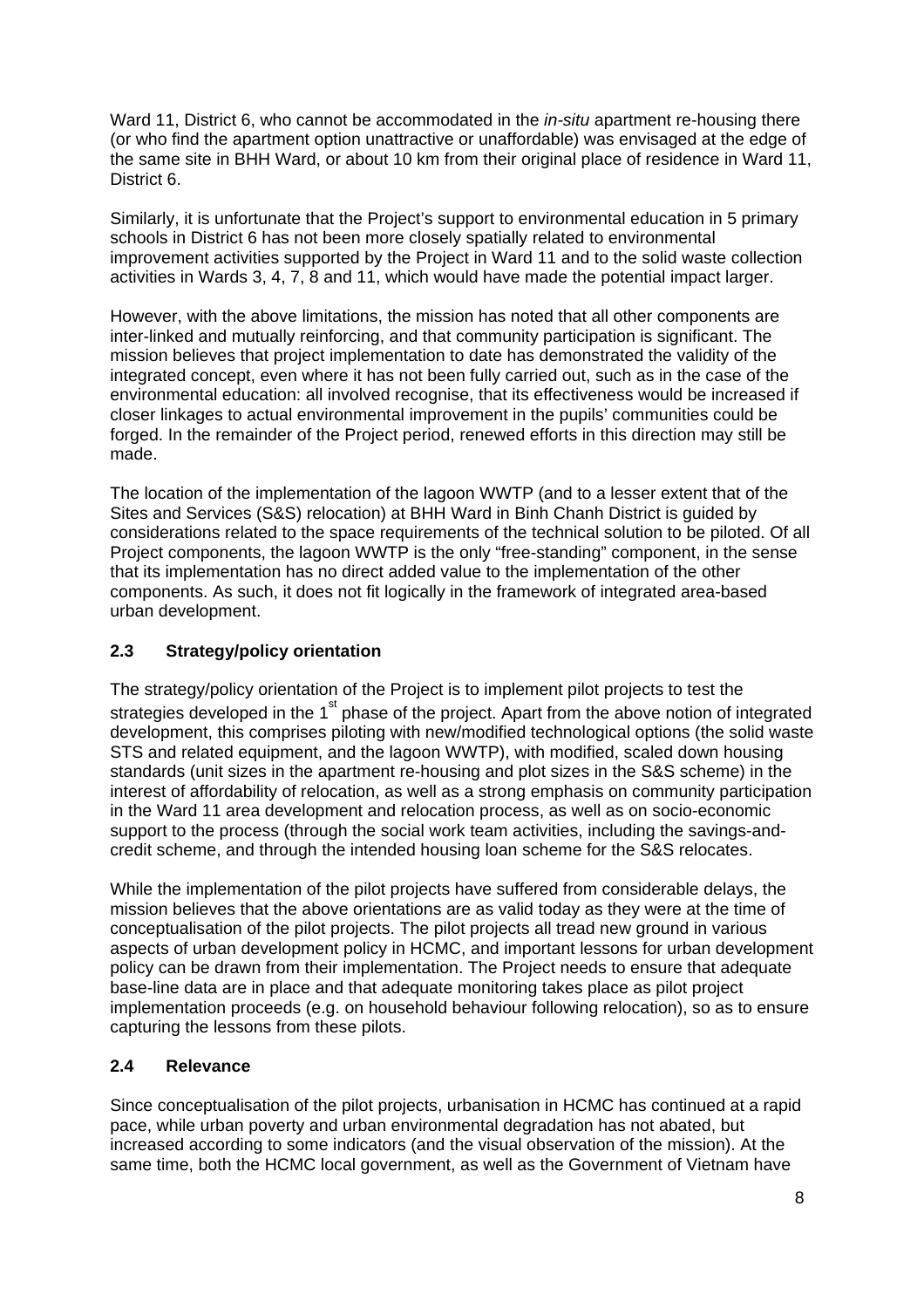Ward 11, District 6, who cannot be accommodated in the *in-situ* apartment re-housing there (or who find the apartment option unattractive or unaffordable) was envisaged at the edge of the same site in BHH Ward, or about 10 km from their original place of residence in Ward 11, District 6.

Similarly, it is unfortunate that the Project's support to environmental education in 5 primary schools in District 6 has not been more closely spatially related to environmental improvement activities supported by the Project in Ward 11 and to the solid waste collection activities in Wards 3, 4, 7, 8 and 11, which would have made the potential impact larger.

However, with the above limitations, the mission has noted that all other components are inter-linked and mutually reinforcing, and that community participation is significant. The mission believes that project implementation to date has demonstrated the validity of the integrated concept, even where it has not been fully carried out, such as in the case of the environmental education: all involved recognise, that its effectiveness would be increased if closer linkages to actual environmental improvement in the pupils' communities could be forged. In the remainder of the Project period, renewed efforts in this direction may still be made.

The location of the implementation of the lagoon WWTP (and to a lesser extent that of the Sites and Services (S&S) relocation) at BHH Ward in Binh Chanh District is guided by considerations related to the space requirements of the technical solution to be piloted. Of all Project components, the lagoon WWTP is the only "free-standing" component, in the sense that its implementation has no direct added value to the implementation of the other components. As such, it does not fit logically in the framework of integrated area-based urban development.

## 2.3 Strategy/policy orientation

The strategy/policy orientation of the Project is to implement pilot projects to test the strategies developed in the 1st phase of the project. Apart from the above notion of integrated development, this comprises piloting with new/modified technological options (the solid waste STS and related equipment, and the lagoon WWTP), with modified, scaled down housing standards (unit sizes in the apartment re-housing and plot sizes in the S&S scheme) in the interest of affordability of relocation, as well as a strong emphasis on community participation in the Ward 11 area development and relocation process, as well as on socio-economic support to the process (through the social work team activities, including the savings-and-credit scheme, and through the intended housing loan scheme for the S&S relocates.

While the implementation of the pilot projects have suffered from considerable delays, the mission believes that the above orientations are as valid today as they were at the time of conceptualisation of the pilot projects. The pilot projects all tread new ground in various aspects of urban development policy in HCMC, and important lessons for urban development policy can be drawn from their implementation. The Project needs to ensure that adequate base-line data are in place and that adequate monitoring takes place as pilot project implementation proceeds (e.g. on household behaviour following relocation), so as to ensure capturing the lessons from these pilots.

## 2.4 Relevance

Since conceptualisation of the pilot projects, urbanisation in HCMC has continued at a rapid pace, while urban poverty and urban environmental degradation has not abated, but increased according to some indicators (and the visual observation of the mission). At the same time, both the HCMC local government, as well as the Government of Vietnam have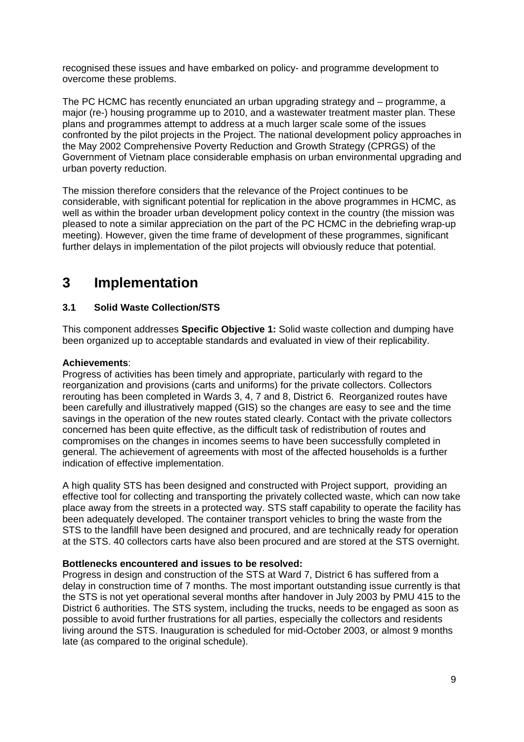recognised these issues and have embarked on policy- and programme development to overcome these problems.

The PC HCMC has recently enunciated an urban upgrading strategy and – programme, a major (re-) housing programme up to 2010, and a wastewater treatment master plan. These plans and programmes attempt to address at a much larger scale some of the issues confronted by the pilot projects in the Project. The national development policy approaches in the May 2002 Comprehensive Poverty Reduction and Growth Strategy (CPRGS) of the Government of Vietnam place considerable emphasis on urban environmental upgrading and urban poverty reduction.

The mission therefore considers that the relevance of the Project continues to be considerable, with significant potential for replication in the above programmes in HCMC, as well as within the broader urban development policy context in the country (the mission was pleased to note a similar appreciation on the part of the PC HCMC in the debriefing wrap-up meeting). However, given the time frame of development of these programmes, significant further delays in implementation of the pilot projects will obviously reduce that potential.

# 3 Implementation

### 3.1 Solid Waste Collection/STS

This component addresses **Specific Objective 1:** Solid waste collection and dumping have been organized up to acceptable standards and evaluated in view of their replicability.

**Achievements**:
Progress of activities has been timely and appropriate, particularly with regard to the reorganization and provisions (carts and uniforms) for the private collectors. Collectors rerouting has been completed in Wards 3, 4, 7 and 8, District 6. Reorganized routes have been carefully and illustratively mapped (GIS) so the changes are easy to see and the time savings in the operation of the new routes stated clearly. Contact with the private collectors concerned has been quite effective, as the difficult task of redistribution of routes and compromises on the changes in incomes seems to have been successfully completed in general. The achievement of agreements with most of the affected households is a further indication of effective implementation.

A high quality STS has been designed and constructed with Project support, providing an effective tool for collecting and transporting the privately collected waste, which can now take place away from the streets in a protected way. STS staff capability to operate the facility has been adequately developed. The container transport vehicles to bring the waste from the STS to the landfill have been designed and procured, and are technically ready for operation at the STS. 40 collectors carts have also been procured and are stored at the STS overnight.

**Bottlenecks encountered and issues to be resolved:**
Progress in design and construction of the STS at Ward 7, District 6 has suffered from a delay in construction time of 7 months. The most important outstanding issue currently is that the STS is not yet operational several months after handover in July 2003 by PMU 415 to the District 6 authorities. The STS system, including the trucks, needs to be engaged as soon as possible to avoid further frustrations for all parties, especially the collectors and residents living around the STS. Inauguration is scheduled for mid-October 2003, or almost 9 months late (as compared to the original schedule).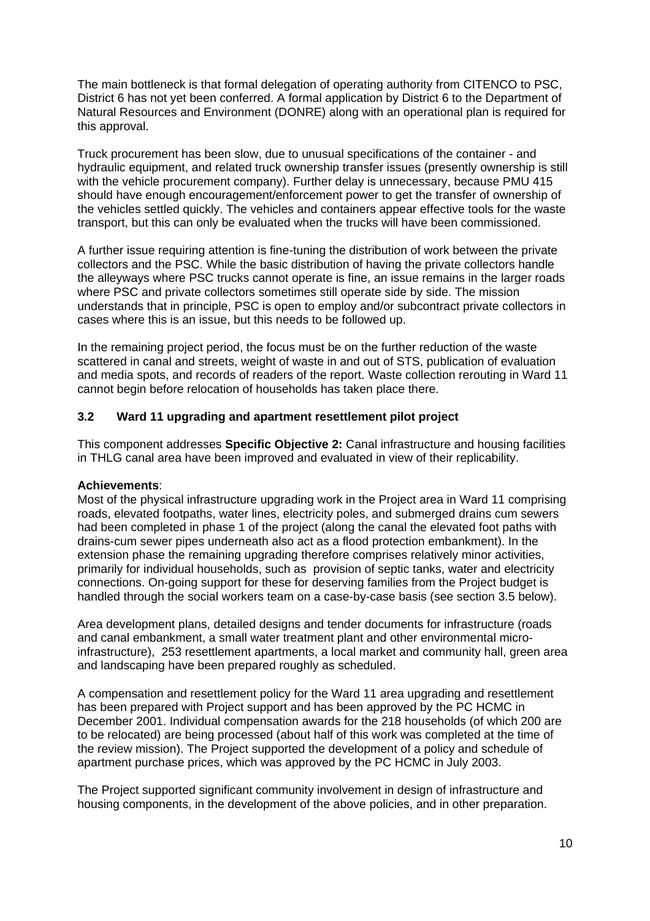The main bottleneck is that formal delegation of operating authority from CITENCO to PSC, District 6 has not yet been conferred. A formal application by District 6 to the Department of Natural Resources and Environment (DONRE) along with an operational plan is required for this approval.

Truck procurement has been slow, due to unusual specifications of the container - and hydraulic equipment, and related truck ownership transfer issues (presently ownership is still with the vehicle procurement company). Further delay is unnecessary, because PMU 415 should have enough encouragement/enforcement power to get the transfer of ownership of the vehicles settled quickly. The vehicles and containers appear effective tools for the waste transport, but this can only be evaluated when the trucks will have been commissioned.

A further issue requiring attention is fine-tuning the distribution of work between the private collectors and the PSC. While the basic distribution of having the private collectors handle the alleyways where PSC trucks cannot operate is fine, an issue remains in the larger roads where PSC and private collectors sometimes still operate side by side. The mission understands that in principle, PSC is open to employ and/or subcontract private collectors in cases where this is an issue, but this needs to be followed up.

In the remaining project period, the focus must be on the further reduction of the waste scattered in canal and streets, weight of waste in and out of STS, publication of evaluation and media spots, and records of readers of the report. Waste collection rerouting in Ward 11 cannot begin before relocation of households has taken place there.

### 3.2 Ward 11 upgrading and apartment resettlement pilot project

This component addresses **Specific Objective 2:** Canal infrastructure and housing facilities in THLG canal area have been improved and evaluated in view of their replicability.

**Achievements**:
Most of the physical infrastructure upgrading work in the Project area in Ward 11 comprising roads, elevated footpaths, water lines, electricity poles, and submerged drains cum sewers had been completed in phase 1 of the project (along the canal the elevated foot paths with drains-cum sewer pipes underneath also act as a flood protection embankment). In the extension phase the remaining upgrading therefore comprises relatively minor activities, primarily for individual households, such as provision of septic tanks, water and electricity connections. On-going support for these for deserving families from the Project budget is handled through the social workers team on a case-by-case basis (see section 3.5 below).

Area development plans, detailed designs and tender documents for infrastructure (roads and canal embankment, a small water treatment plant and other environmental micro-infrastructure), 253 resettlement apartments, a local market and community hall, green area and landscaping have been prepared roughly as scheduled.

A compensation and resettlement policy for the Ward 11 area upgrading and resettlement has been prepared with Project support and has been approved by the PC HCMC in December 2001. Individual compensation awards for the 218 households (of which 200 are to be relocated) are being processed (about half of this work was completed at the time of the review mission). The Project supported the development of a policy and schedule of apartment purchase prices, which was approved by the PC HCMC in July 2003.

The Project supported significant community involvement in design of infrastructure and housing components, in the development of the above policies, and in other preparation.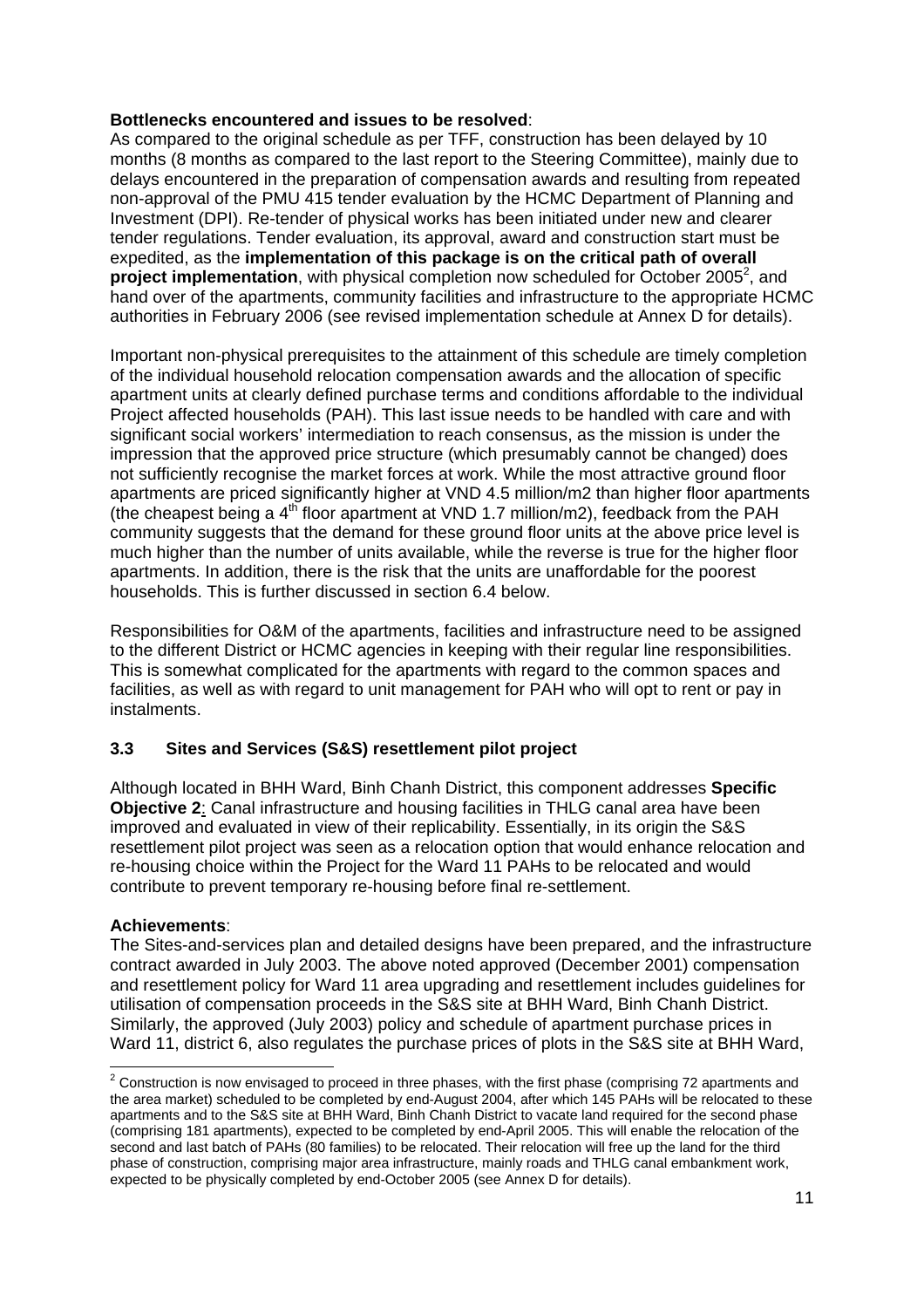**Bottlenecks encountered and issues to be resolved**:
As compared to the original schedule as per TFF, construction has been delayed by 10 months (8 months as compared to the last report to the Steering Committee), mainly due to delays encountered in the preparation of compensation awards and resulting from repeated non-approval of the PMU 415 tender evaluation by the HCMC Department of Planning and Investment (DPI). Re-tender of physical works has been initiated under new and clearer tender regulations. Tender evaluation, its approval, award and construction start must be expedited, as the **implementation of this package is on the critical path of overall project implementation**, with physical completion now scheduled for October 2005[2], and hand over of the apartments, community facilities and infrastructure to the appropriate HCMC authorities in February 2006 (see revised implementation schedule at Annex D for details).

Important non-physical prerequisites to the attainment of this schedule are timely completion of the individual household relocation compensation awards and the allocation of specific apartment units at clearly defined purchase terms and conditions affordable to the individual Project affected households (PAH). This last issue needs to be handled with care and with significant social workers' intermediation to reach consensus, as the mission is under the impression that the approved price structure (which presumably cannot be changed) does not sufficiently recognise the market forces at work. While the most attractive ground floor apartments are priced significantly higher at VND 4.5 million/m2 than higher floor apartments (the cheapest being a 4th floor apartment at VND 1.7 million/m2), feedback from the PAH community suggests that the demand for these ground floor units at the above price level is much higher than the number of units available, while the reverse is true for the higher floor apartments. In addition, there is the risk that the units are unaffordable for the poorest households. This is further discussed in section 6.4 below.

Responsibilities for O&M of the apartments, facilities and infrastructure need to be assigned to the different District or HCMC agencies in keeping with their regular line responsibilities. This is somewhat complicated for the apartments with regard to the common spaces and facilities, as well as with regard to unit management for PAH who will opt to rent or pay in instalments.

### 3.3 Sites and Services (S&S) resettlement pilot project

Although located in BHH Ward, Binh Chanh District, this component addresses **Specific Objective 2**: Canal infrastructure and housing facilities in THLG canal area have been improved and evaluated in view of their replicability. Essentially, in its origin the S&S resettlement pilot project was seen as a relocation option that would enhance relocation and re-housing choice within the Project for the Ward 11 PAHs to be relocated and would contribute to prevent temporary re-housing before final re-settlement.

**Achievements**:
The Sites-and-services plan and detailed designs have been prepared, and the infrastructure contract awarded in July 2003. The above noted approved (December 2001) compensation and resettlement policy for Ward 11 area upgrading and resettlement includes guidelines for utilisation of compensation proceeds in the S&S site at BHH Ward, Binh Chanh District. Similarly, the approved (July 2003) policy and schedule of apartment purchase prices in Ward 11, district 6, also regulates the purchase prices of plots in the S&S site at BHH Ward,

---

[2] Construction is now envisaged to proceed in three phases, with the first phase (comprising 72 apartments and the area market) scheduled to be completed by end-August 2004, after which 145 PAHs will be relocated to these apartments and to the S&S site at BHH Ward, Binh Chanh District to vacate land required for the second phase (comprising 181 apartments), expected to be completed by end-April 2005. This will enable the relocation of the second and last batch of PAHs (80 families) to be relocated. Their relocation will free up the land for the third phase of construction, comprising major area infrastructure, mainly roads and THLG canal embankment work, expected to be physically completed by end-October 2005 (see Annex D for details).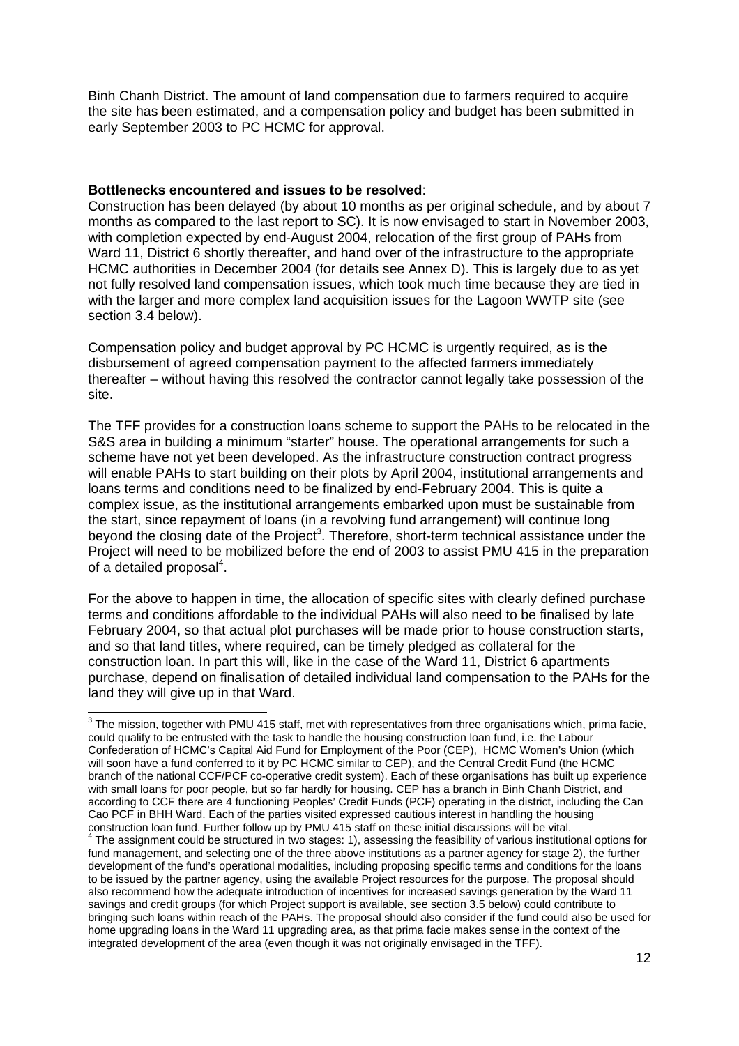Binh Chanh District. The amount of land compensation due to farmers required to acquire the site has been estimated, and a compensation policy and budget has been submitted in early September 2003 to PC HCMC for approval.

**Bottlenecks encountered and issues to be resolved**:
Construction has been delayed (by about 10 months as per original schedule, and by about 7 months as compared to the last report to SC). It is now envisaged to start in November 2003, with completion expected by end-August 2004, relocation of the first group of PAHs from Ward 11, District 6 shortly thereafter, and hand over of the infrastructure to the appropriate HCMC authorities in December 2004 (for details see Annex D). This is largely due to as yet not fully resolved land compensation issues, which took much time because they are tied in with the larger and more complex land acquisition issues for the Lagoon WWTP site (see section 3.4 below).

Compensation policy and budget approval by PC HCMC is urgently required, as is the disbursement of agreed compensation payment to the affected farmers immediately thereafter – without having this resolved the contractor cannot legally take possession of the site.

The TFF provides for a construction loans scheme to support the PAHs to be relocated in the S&S area in building a minimum "starter" house. The operational arrangements for such a scheme have not yet been developed. As the infrastructure construction contract progress will enable PAHs to start building on their plots by April 2004, institutional arrangements and loans terms and conditions need to be finalized by end-February 2004. This is quite a complex issue, as the institutional arrangements embarked upon must be sustainable from the start, since repayment of loans (in a revolving fund arrangement) will continue long beyond the closing date of the Project[3]. Therefore, short-term technical assistance under the Project will need to be mobilized before the end of 2003 to assist PMU 415 in the preparation of a detailed proposal[4].

For the above to happen in time, the allocation of specific sites with clearly defined purchase terms and conditions affordable to the individual PAHs will also need to be finalised by late February 2004, so that actual plot purchases will be made prior to house construction starts, and so that land titles, where required, can be timely pledged as collateral for the construction loan. In part this will, like in the case of the Ward 11, District 6 apartments purchase, depend on finalisation of detailed individual land compensation to the PAHs for the land they will give up in that Ward.

---

[3] The mission, together with PMU 415 staff, met with representatives from three organisations which, prima facie, could qualify to be entrusted with the task to handle the housing construction loan fund, i.e. the Labour Confederation of HCMC's Capital Aid Fund for Employment of the Poor (CEP), HCMC Women's Union (which will soon have a fund conferred to it by PC HCMC similar to CEP), and the Central Credit Fund (the HCMC branch of the national CCF/PCF co-operative credit system). Each of these organisations has built up experience with small loans for poor people, but so far hardly for housing. CEP has a branch in Binh Chanh District, and according to CCF there are 4 functioning Peoples' Credit Funds (PCF) operating in the district, including the Can Cao PCF in BHH Ward. Each of the parties visited expressed cautious interest in handling the housing construction loan fund. Further follow up by PMU 415 staff on these initial discussions will be vital.

[4] The assignment could be structured in two stages: 1), assessing the feasibility of various institutional options for fund management, and selecting one of the three above institutions as a partner agency for stage 2), the further development of the fund's operational modalities, including proposing specific terms and conditions for the loans to be issued by the partner agency, using the available Project resources for the purpose. The proposal should also recommend how the adequate introduction of incentives for increased savings generation by the Ward 11 savings and credit groups (for which Project support is available, see section 3.5 below) could contribute to bringing such loans within reach of the PAHs. The proposal should also consider if the fund could also be used for home upgrading loans in the Ward 11 upgrading area, as that prima facie makes sense in the context of the integrated development of the area (even though it was not originally envisaged in the TFF).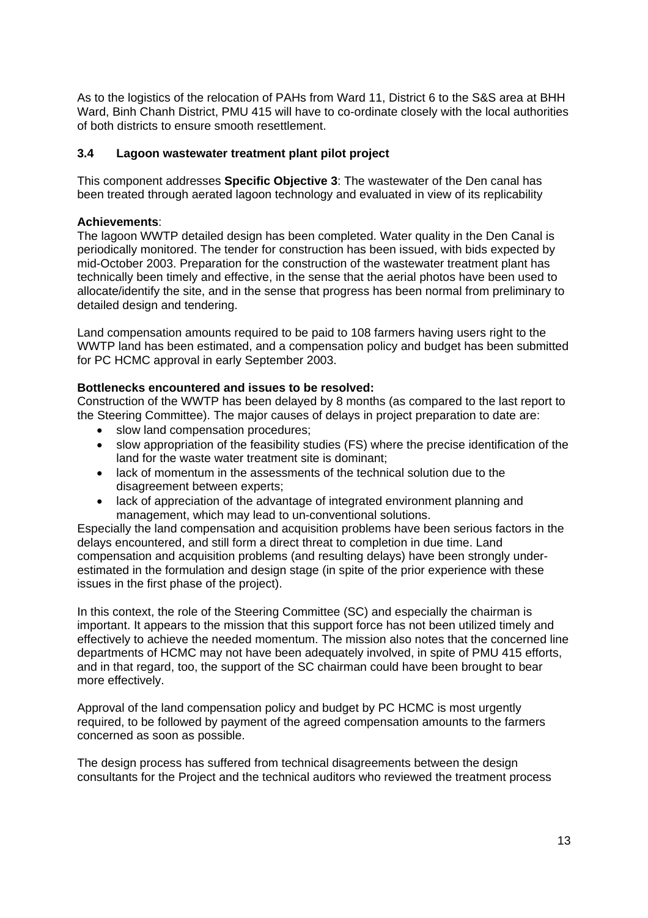As to the logistics of the relocation of PAHs from Ward 11, District 6 to the S&S area at BHH Ward, Binh Chanh District, PMU 415 will have to co-ordinate closely with the local authorities of both districts to ensure smooth resettlement.

### 3.4 Lagoon wastewater treatment plant pilot project

This component addresses **Specific Objective 3**: The wastewater of the Den canal has been treated through aerated lagoon technology and evaluated in view of its replicability

**Achievements**:
The lagoon WWTP detailed design has been completed. Water quality in the Den Canal is periodically monitored. The tender for construction has been issued, with bids expected by mid-October 2003. Preparation for the construction of the wastewater treatment plant has technically been timely and effective, in the sense that the aerial photos have been used to allocate/identify the site, and in the sense that progress has been normal from preliminary to detailed design and tendering.

Land compensation amounts required to be paid to 108 farmers having users right to the WWTP land has been estimated, and a compensation policy and budget has been submitted for PC HCMC approval in early September 2003.

**Bottlenecks encountered and issues to be resolved:**
Construction of the WWTP has been delayed by 8 months (as compared to the last report to the Steering Committee). The major causes of delays in project preparation to date are:

- slow land compensation procedures;
- slow appropriation of the feasibility studies (FS) where the precise identification of the land for the waste water treatment site is dominant;
- lack of momentum in the assessments of the technical solution due to the disagreement between experts;
- lack of appreciation of the advantage of integrated environment planning and management, which may lead to un-conventional solutions.

Especially the land compensation and acquisition problems have been serious factors in the delays encountered, and still form a direct threat to completion in due time. Land compensation and acquisition problems (and resulting delays) have been strongly under-estimated in the formulation and design stage (in spite of the prior experience with these issues in the first phase of the project).

In this context, the role of the Steering Committee (SC) and especially the chairman is important. It appears to the mission that this support force has not been utilized timely and effectively to achieve the needed momentum. The mission also notes that the concerned line departments of HCMC may not have been adequately involved, in spite of PMU 415 efforts, and in that regard, too, the support of the SC chairman could have been brought to bear more effectively.

Approval of the land compensation policy and budget by PC HCMC is most urgently required, to be followed by payment of the agreed compensation amounts to the farmers concerned as soon as possible.

The design process has suffered from technical disagreements between the design consultants for the Project and the technical auditors who reviewed the treatment process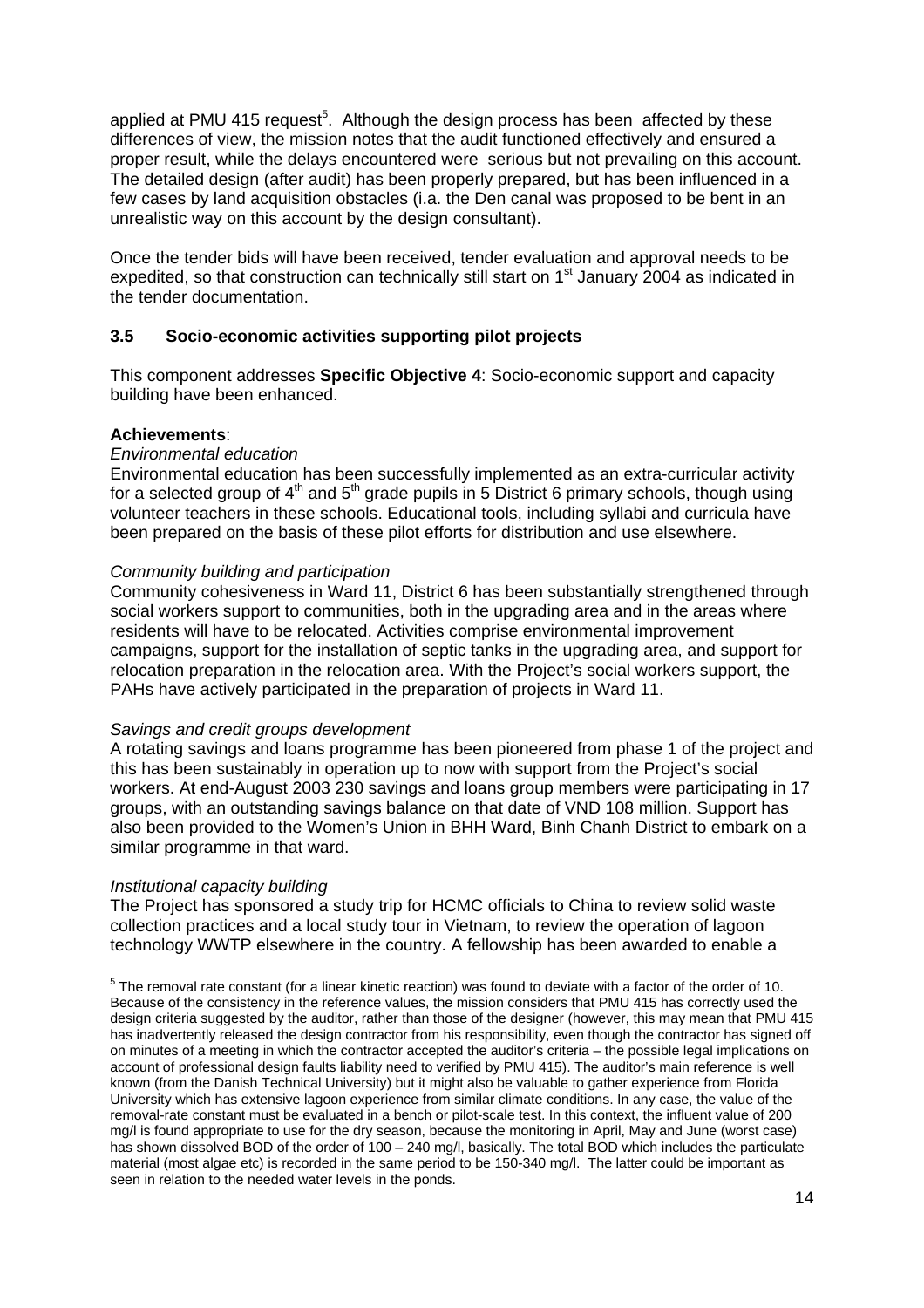applied at PMU 415 request[5]. Although the design process has been affected by these differences of view, the mission notes that the audit functioned effectively and ensured a proper result, while the delays encountered were serious but not prevailing on this account. The detailed design (after audit) has been properly prepared, but has been influenced in a few cases by land acquisition obstacles (i.a. the Den canal was proposed to be bent in an unrealistic way on this account by the design consultant).

Once the tender bids will have been received, tender evaluation and approval needs to be expedited, so that construction can technically still start on 1st January 2004 as indicated in the tender documentation.

### 3.5 Socio-economic activities supporting pilot projects

This component addresses **Specific Objective 4**: Socio-economic support and capacity building have been enhanced.

**Achievements**:

*Environmental education*

Environmental education has been successfully implemented as an extra-curricular activity for a selected group of 4th and 5th grade pupils in 5 District 6 primary schools, though using volunteer teachers in these schools. Educational tools, including syllabi and curricula have been prepared on the basis of these pilot efforts for distribution and use elsewhere.

*Community building and participation*

Community cohesiveness in Ward 11, District 6 has been substantially strengthened through social workers support to communities, both in the upgrading area and in the areas where residents will have to be relocated. Activities comprise environmental improvement campaigns, support for the installation of septic tanks in the upgrading area, and support for relocation preparation in the relocation area. With the Project's social workers support, the PAHs have actively participated in the preparation of projects in Ward 11.

*Savings and credit groups development*

A rotating savings and loans programme has been pioneered from phase 1 of the project and this has been sustainably in operation up to now with support from the Project's social workers. At end-August 2003 230 savings and loans group members were participating in 17 groups, with an outstanding savings balance on that date of VND 108 million. Support has also been provided to the Women's Union in BHH Ward, Binh Chanh District to embark on a similar programme in that ward.

*Institutional capacity building*

The Project has sponsored a study trip for HCMC officials to China to review solid waste collection practices and a local study tour in Vietnam, to review the operation of lagoon technology WWTP elsewhere in the country. A fellowship has been awarded to enable a

---

[5] The removal rate constant (for a linear kinetic reaction) was found to deviate with a factor of the order of 10. Because of the consistency in the reference values, the mission considers that PMU 415 has correctly used the design criteria suggested by the auditor, rather than those of the designer (however, this may mean that PMU 415 has inadvertently released the design contractor from his responsibility, even though the contractor has signed off on minutes of a meeting in which the contractor accepted the auditor's criteria – the possible legal implications on account of professional design faults liability need to verified by PMU 415). The auditor's main reference is well known (from the Danish Technical University) but it might also be valuable to gather experience from Florida University which has extensive lagoon experience from similar climate conditions. In any case, the value of the removal-rate constant must be evaluated in a bench or pilot-scale test. In this context, the influent value of 200 mg/l is found appropriate to use for the dry season, because the monitoring in April, May and June (worst case) has shown dissolved BOD of the order of 100 – 240 mg/l, basically. The total BOD which includes the particulate material (most algae etc) is recorded in the same period to be 150-340 mg/l. The latter could be important as seen in relation to the needed water levels in the ponds.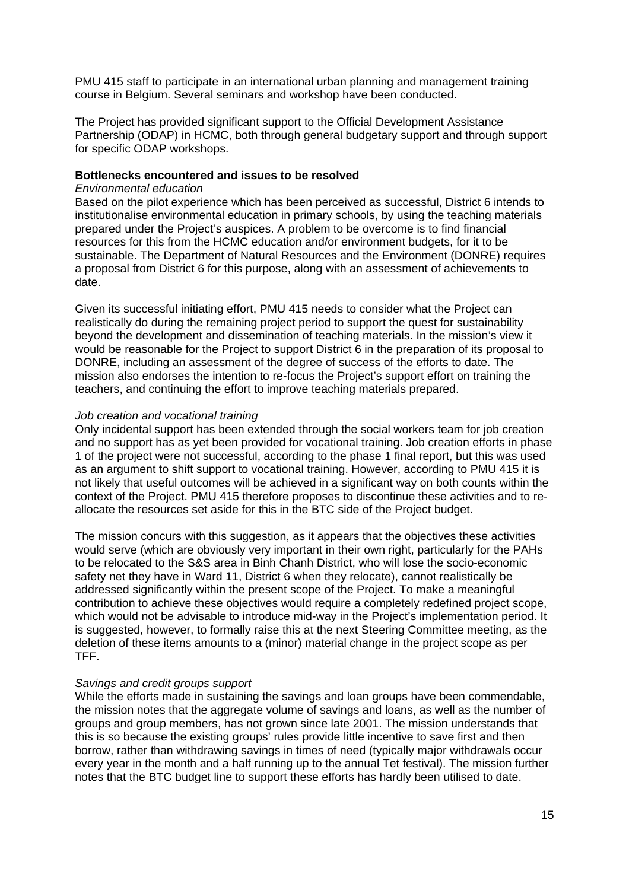PMU 415 staff to participate in an international urban planning and management training course in Belgium. Several seminars and workshop have been conducted.

The Project has provided significant support to the Official Development Assistance Partnership (ODAP) in HCMC, both through general budgetary support and through support for specific ODAP workshops.

**Bottlenecks encountered and issues to be resolved**

*Environmental education*

Based on the pilot experience which has been perceived as successful, District 6 intends to institutionalise environmental education in primary schools, by using the teaching materials prepared under the Project's auspices. A problem to be overcome is to find financial resources for this from the HCMC education and/or environment budgets, for it to be sustainable. The Department of Natural Resources and the Environment (DONRE) requires a proposal from District 6 for this purpose, along with an assessment of achievements to date.

Given its successful initiating effort, PMU 415 needs to consider what the Project can realistically do during the remaining project period to support the quest for sustainability beyond the development and dissemination of teaching materials. In the mission's view it would be reasonable for the Project to support District 6 in the preparation of its proposal to DONRE, including an assessment of the degree of success of the efforts to date. The mission also endorses the intention to re-focus the Project's support effort on training the teachers, and continuing the effort to improve teaching materials prepared.

*Job creation and vocational training*

Only incidental support has been extended through the social workers team for job creation and no support has as yet been provided for vocational training. Job creation efforts in phase 1 of the project were not successful, according to the phase 1 final report, but this was used as an argument to shift support to vocational training. However, according to PMU 415 it is not likely that useful outcomes will be achieved in a significant way on both counts within the context of the Project. PMU 415 therefore proposes to discontinue these activities and to re-allocate the resources set aside for this in the BTC side of the Project budget.

The mission concurs with this suggestion, as it appears that the objectives these activities would serve (which are obviously very important in their own right, particularly for the PAHs to be relocated to the S&S area in Binh Chanh District, who will lose the socio-economic safety net they have in Ward 11, District 6 when they relocate), cannot realistically be addressed significantly within the present scope of the Project. To make a meaningful contribution to achieve these objectives would require a completely redefined project scope, which would not be advisable to introduce mid-way in the Project's implementation period. It is suggested, however, to formally raise this at the next Steering Committee meeting, as the deletion of these items amounts to a (minor) material change in the project scope as per TFF.

*Savings and credit groups support*

While the efforts made in sustaining the savings and loan groups have been commendable, the mission notes that the aggregate volume of savings and loans, as well as the number of groups and group members, has not grown since late 2001. The mission understands that this is so because the existing groups' rules provide little incentive to save first and then borrow, rather than withdrawing savings in times of need (typically major withdrawals occur every year in the month and a half running up to the annual Tet festival). The mission further notes that the BTC budget line to support these efforts has hardly been utilised to date.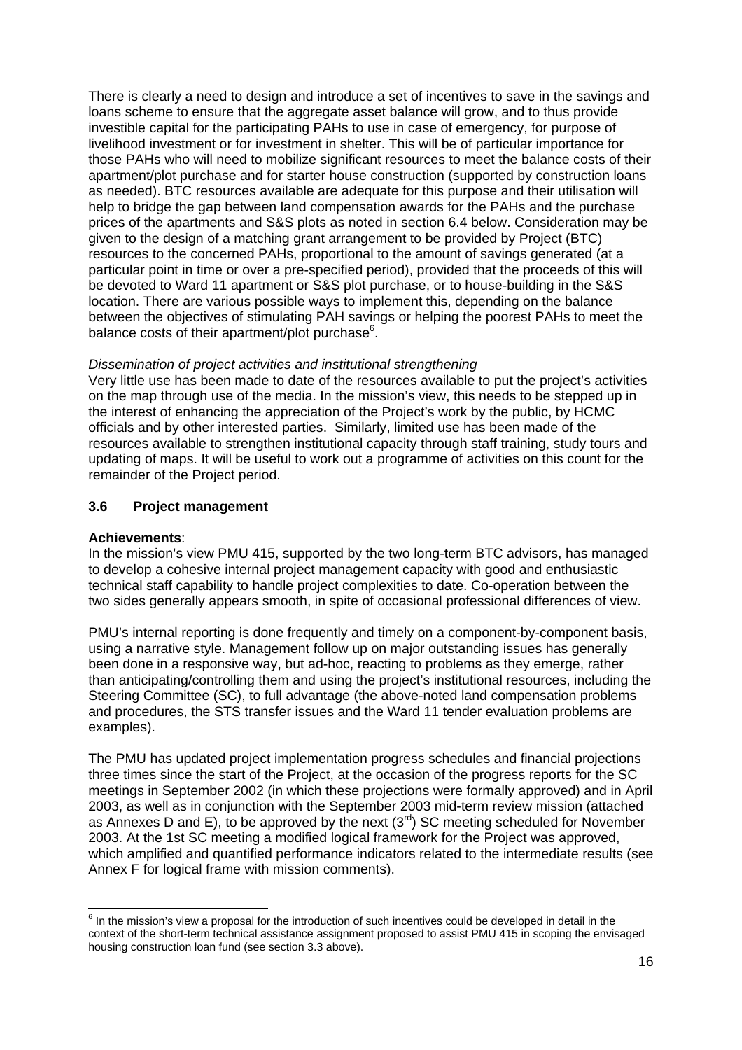There is clearly a need to design and introduce a set of incentives to save in the savings and loans scheme to ensure that the aggregate asset balance will grow, and to thus provide investible capital for the participating PAHs to use in case of emergency, for purpose of livelihood investment or for investment in shelter. This will be of particular importance for those PAHs who will need to mobilize significant resources to meet the balance costs of their apartment/plot purchase and for starter house construction (supported by construction loans as needed). BTC resources available are adequate for this purpose and their utilisation will help to bridge the gap between land compensation awards for the PAHs and the purchase prices of the apartments and S&S plots as noted in section 6.4 below. Consideration may be given to the design of a matching grant arrangement to be provided by Project (BTC) resources to the concerned PAHs, proportional to the amount of savings generated (at a particular point in time or over a pre-specified period), provided that the proceeds of this will be devoted to Ward 11 apartment or S&S plot purchase, or to house-building in the S&S location. There are various possible ways to implement this, depending on the balance between the objectives of stimulating PAH savings or helping the poorest PAHs to meet the balance costs of their apartment/plot purchase[6].

*Dissemination of project activities and institutional strengthening*

Very little use has been made to date of the resources available to put the project's activities on the map through use of the media. In the mission's view, this needs to be stepped up in the interest of enhancing the appreciation of the Project's work by the public, by HCMC officials and by other interested parties. Similarly, limited use has been made of the resources available to strengthen institutional capacity through staff training, study tours and updating of maps. It will be useful to work out a programme of activities on this count for the remainder of the Project period.

### 3.6 Project management

**Achievements**:

In the mission's view PMU 415, supported by the two long-term BTC advisors, has managed to develop a cohesive internal project management capacity with good and enthusiastic technical staff capability to handle project complexities to date. Co-operation between the two sides generally appears smooth, in spite of occasional professional differences of view.

PMU's internal reporting is done frequently and timely on a component-by-component basis, using a narrative style. Management follow up on major outstanding issues has generally been done in a responsive way, but ad-hoc, reacting to problems as they emerge, rather than anticipating/controlling them and using the project's institutional resources, including the Steering Committee (SC), to full advantage (the above-noted land compensation problems and procedures, the STS transfer issues and the Ward 11 tender evaluation problems are examples).

The PMU has updated project implementation progress schedules and financial projections three times since the start of the Project, at the occasion of the progress reports for the SC meetings in September 2002 (in which these projections were formally approved) and in April 2003, as well as in conjunction with the September 2003 mid-term review mission (attached as Annexes D and E), to be approved by the next (3rd) SC meeting scheduled for November 2003. At the 1st SC meeting a modified logical framework for the Project was approved, which amplified and quantified performance indicators related to the intermediate results (see Annex F for logical frame with mission comments).

---

[6] In the mission's view a proposal for the introduction of such incentives could be developed in detail in the context of the short-term technical assistance assignment proposed to assist PMU 415 in scoping the envisaged housing construction loan fund (see section 3.3 above).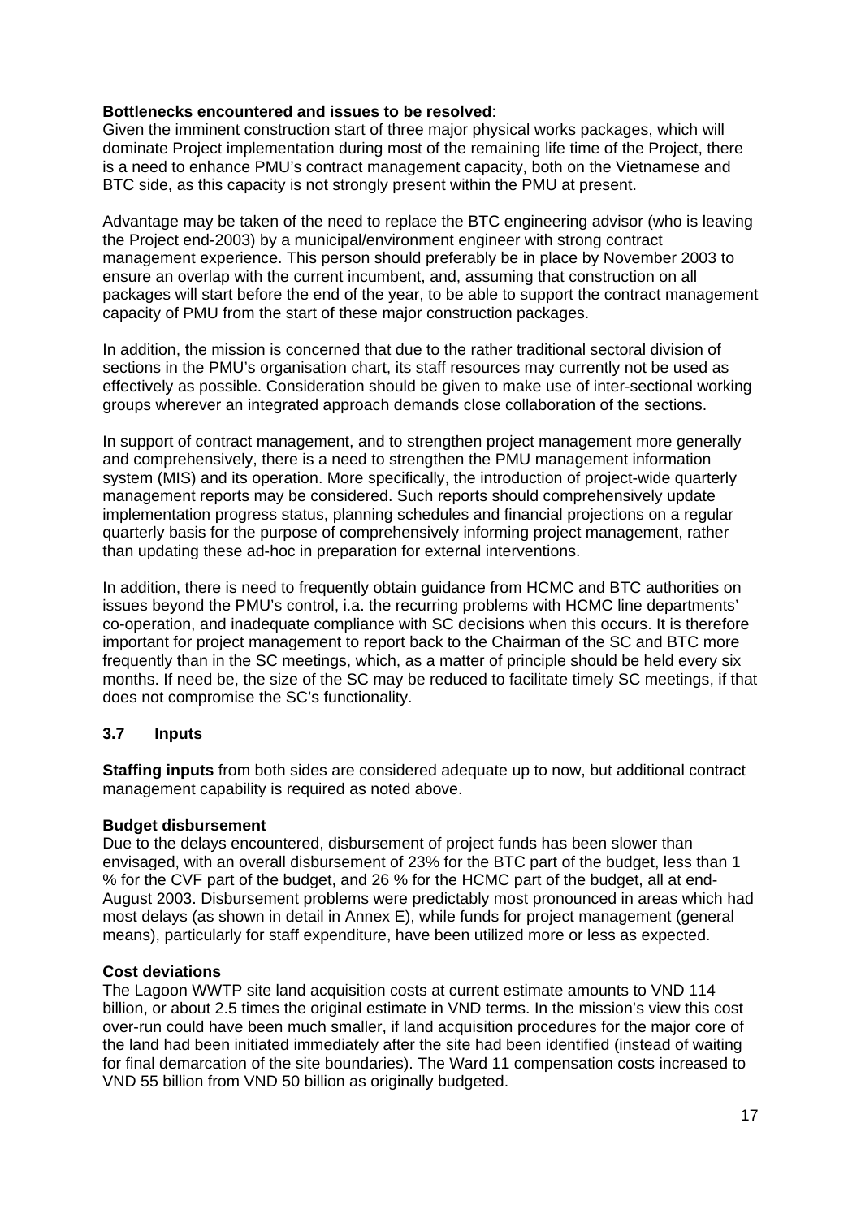**Bottlenecks encountered and issues to be resolved**:
Given the imminent construction start of three major physical works packages, which will dominate Project implementation during most of the remaining life time of the Project, there is a need to enhance PMU's contract management capacity, both on the Vietnamese and BTC side, as this capacity is not strongly present within the PMU at present.

Advantage may be taken of the need to replace the BTC engineering advisor (who is leaving the Project end-2003) by a municipal/environment engineer with strong contract management experience. This person should preferably be in place by November 2003 to ensure an overlap with the current incumbent, and, assuming that construction on all packages will start before the end of the year, to be able to support the contract management capacity of PMU from the start of these major construction packages.

In addition, the mission is concerned that due to the rather traditional sectoral division of sections in the PMU's organisation chart, its staff resources may currently not be used as effectively as possible. Consideration should be given to make use of inter-sectional working groups wherever an integrated approach demands close collaboration of the sections.

In support of contract management, and to strengthen project management more generally and comprehensively, there is a need to strengthen the PMU management information system (MIS) and its operation. More specifically, the introduction of project-wide quarterly management reports may be considered. Such reports should comprehensively update implementation progress status, planning schedules and financial projections on a regular quarterly basis for the purpose of comprehensively informing project management, rather than updating these ad-hoc in preparation for external interventions.

In addition, there is need to frequently obtain guidance from HCMC and BTC authorities on issues beyond the PMU's control, i.a. the recurring problems with HCMC line departments' co-operation, and inadequate compliance with SC decisions when this occurs. It is therefore important for project management to report back to the Chairman of the SC and BTC more frequently than in the SC meetings, which, as a matter of principle should be held every six months. If need be, the size of the SC may be reduced to facilitate timely SC meetings, if that does not compromise the SC's functionality.

### 3.7 Inputs

**Staffing inputs** from both sides are considered adequate up to now, but additional contract management capability is required as noted above.

**Budget disbursement**
Due to the delays encountered, disbursement of project funds has been slower than envisaged, with an overall disbursement of 23% for the BTC part of the budget, less than 1 % for the CVF part of the budget, and 26 % for the HCMC part of the budget, all at end-August 2003. Disbursement problems were predictably most pronounced in areas which had most delays (as shown in detail in Annex E), while funds for project management (general means), particularly for staff expenditure, have been utilized more or less as expected.

**Cost deviations**
The Lagoon WWTP site land acquisition costs at current estimate amounts to VND 114 billion, or about 2.5 times the original estimate in VND terms. In the mission's view this cost over-run could have been much smaller, if land acquisition procedures for the major core of the land had been initiated immediately after the site had been identified (instead of waiting for final demarcation of the site boundaries). The Ward 11 compensation costs increased to VND 55 billion from VND 50 billion as originally budgeted.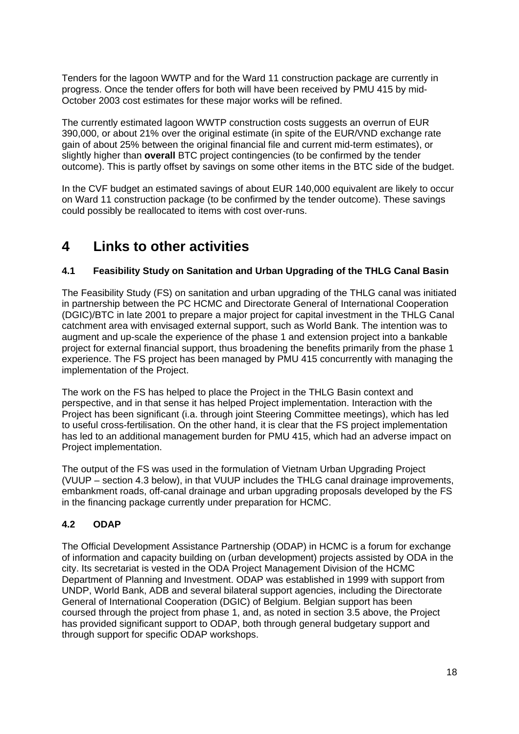Tenders for the lagoon WWTP and for the Ward 11 construction package are currently in progress. Once the tender offers for both will have been received by PMU 415 by mid-October 2003 cost estimates for these major works will be refined.

The currently estimated lagoon WWTP construction costs suggests an overrun of EUR 390,000, or about 21% over the original estimate (in spite of the EUR/VND exchange rate gain of about 25% between the original financial file and current mid-term estimates), or slightly higher than **overall** BTC project contingencies (to be confirmed by the tender outcome). This is partly offset by savings on some other items in the BTC side of the budget.

In the CVF budget an estimated savings of about EUR 140,000 equivalent are likely to occur on Ward 11 construction package (to be confirmed by the tender outcome). These savings could possibly be reallocated to items with cost over-runs.

# 4 Links to other activities

### 4.1 Feasibility Study on Sanitation and Urban Upgrading of the THLG Canal Basin

The Feasibility Study (FS) on sanitation and urban upgrading of the THLG canal was initiated in partnership between the PC HCMC and Directorate General of International Cooperation (DGIC)/BTC in late 2001 to prepare a major project for capital investment in the THLG Canal catchment area with envisaged external support, such as World Bank. The intention was to augment and up-scale the experience of the phase 1 and extension project into a bankable project for external financial support, thus broadening the benefits primarily from the phase 1 experience. The FS project has been managed by PMU 415 concurrently with managing the implementation of the Project.

The work on the FS has helped to place the Project in the THLG Basin context and perspective, and in that sense it has helped Project implementation. Interaction with the Project has been significant (i.a. through joint Steering Committee meetings), which has led to useful cross-fertilisation. On the other hand, it is clear that the FS project implementation has led to an additional management burden for PMU 415, which had an adverse impact on Project implementation.

The output of the FS was used in the formulation of Vietnam Urban Upgrading Project (VUUP – section 4.3 below), in that VUUP includes the THLG canal drainage improvements, embankment roads, off-canal drainage and urban upgrading proposals developed by the FS in the financing package currently under preparation for HCMC.

### 4.2 ODAP

The Official Development Assistance Partnership (ODAP) in HCMC is a forum for exchange of information and capacity building on (urban development) projects assisted by ODA in the city. Its secretariat is vested in the ODA Project Management Division of the HCMC Department of Planning and Investment. ODAP was established in 1999 with support from UNDP, World Bank, ADB and several bilateral support agencies, including the Directorate General of International Cooperation (DGIC) of Belgium. Belgian support has been coursed through the project from phase 1, and, as noted in section 3.5 above, the Project has provided significant support to ODAP, both through general budgetary support and through support for specific ODAP workshops.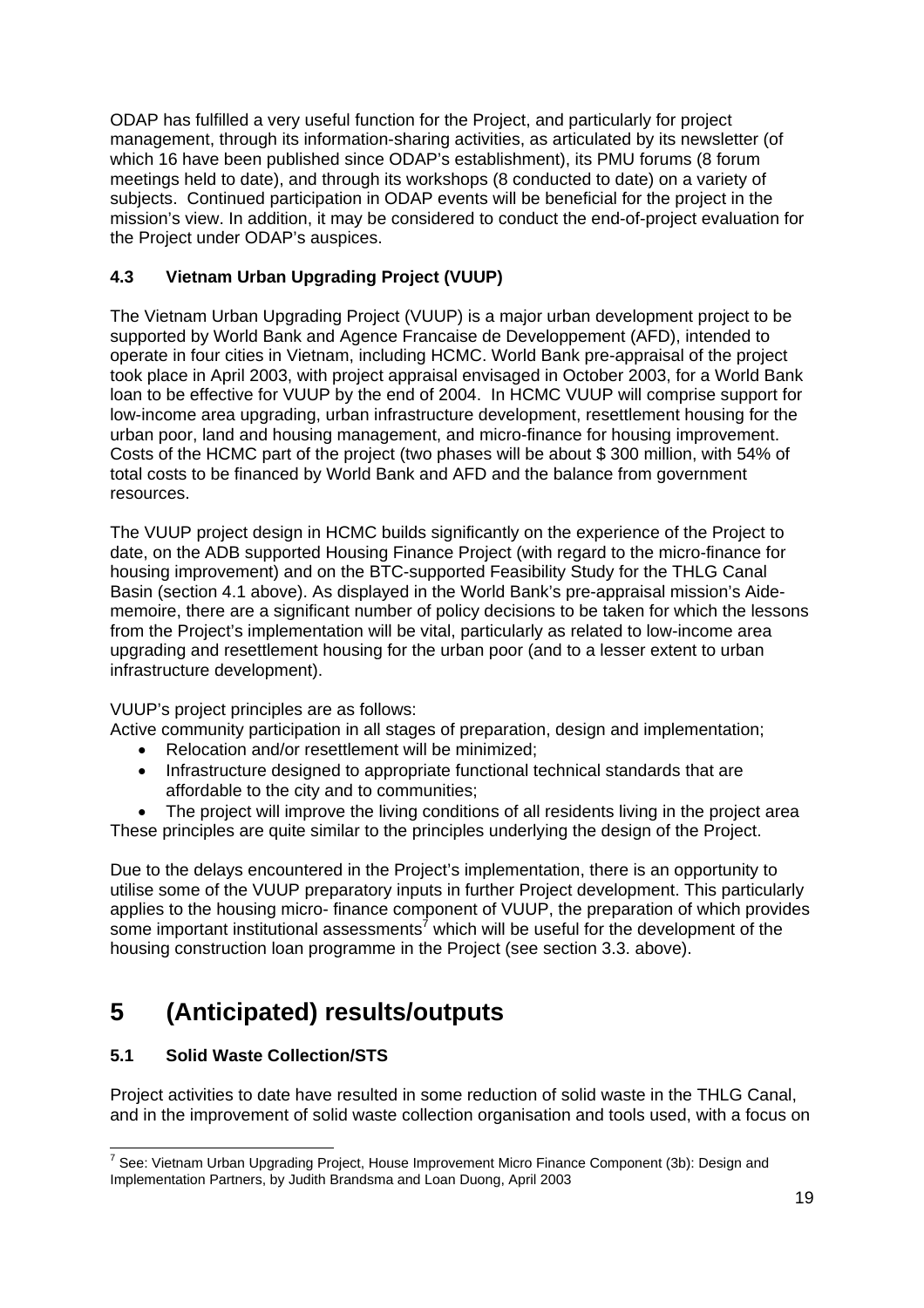ODAP has fulfilled a very useful function for the Project, and particularly for project management, through its information-sharing activities, as articulated by its newsletter (of which 16 have been published since ODAP's establishment), its PMU forums (8 forum meetings held to date), and through its workshops (8 conducted to date) on a variety of subjects. Continued participation in ODAP events will be beneficial for the project in the mission's view. In addition, it may be considered to conduct the end-of-project evaluation for the Project under ODAP's auspices.

### 4.3 Vietnam Urban Upgrading Project (VUUP)

The Vietnam Urban Upgrading Project (VUUP) is a major urban development project to be supported by World Bank and Agence Francaise de Developpement (AFD), intended to operate in four cities in Vietnam, including HCMC. World Bank pre-appraisal of the project took place in April 2003, with project appraisal envisaged in October 2003, for a World Bank loan to be effective for VUUP by the end of 2004. In HCMC VUUP will comprise support for low-income area upgrading, urban infrastructure development, resettlement housing for the urban poor, land and housing management, and micro-finance for housing improvement. Costs of the HCMC part of the project (two phases will be about $ 300 million, with 54% of total costs to be financed by World Bank and AFD and the balance from government resources.

The VUUP project design in HCMC builds significantly on the experience of the Project to date, on the ADB supported Housing Finance Project (with regard to the micro-finance for housing improvement) and on the BTC-supported Feasibility Study for the THLG Canal Basin (section 4.1 above). As displayed in the World Bank's pre-appraisal mission's Aide-memoire, there are a significant number of policy decisions to be taken for which the lessons from the Project's implementation will be vital, particularly as related to low-income area upgrading and resettlement housing for the urban poor (and to a lesser extent to urban infrastructure development).

VUUP's project principles are as follows:

Active community participation in all stages of preparation, design and implementation;

- Relocation and/or resettlement will be minimized;
- Infrastructure designed to appropriate functional technical standards that are affordable to the city and to communities;
- The project will improve the living conditions of all residents living in the project area

These principles are quite similar to the principles underlying the design of the Project.

Due to the delays encountered in the Project's implementation, there is an opportunity to utilise some of the VUUP preparatory inputs in further Project development. This particularly applies to the housing micro- finance component of VUUP, the preparation of which provides some important institutional assessments[7] which will be useful for the development of the housing construction loan programme in the Project (see section 3.3. above).

# 5 (Anticipated) results/outputs

### 5.1 Solid Waste Collection/STS

Project activities to date have resulted in some reduction of solid waste in the THLG Canal, and in the improvement of solid waste collection organisation and tools used, with a focus on

[7] See: Vietnam Urban Upgrading Project, House Improvement Micro Finance Component (3b): Design and Implementation Partners, by Judith Brandsma and Loan Duong, April 2003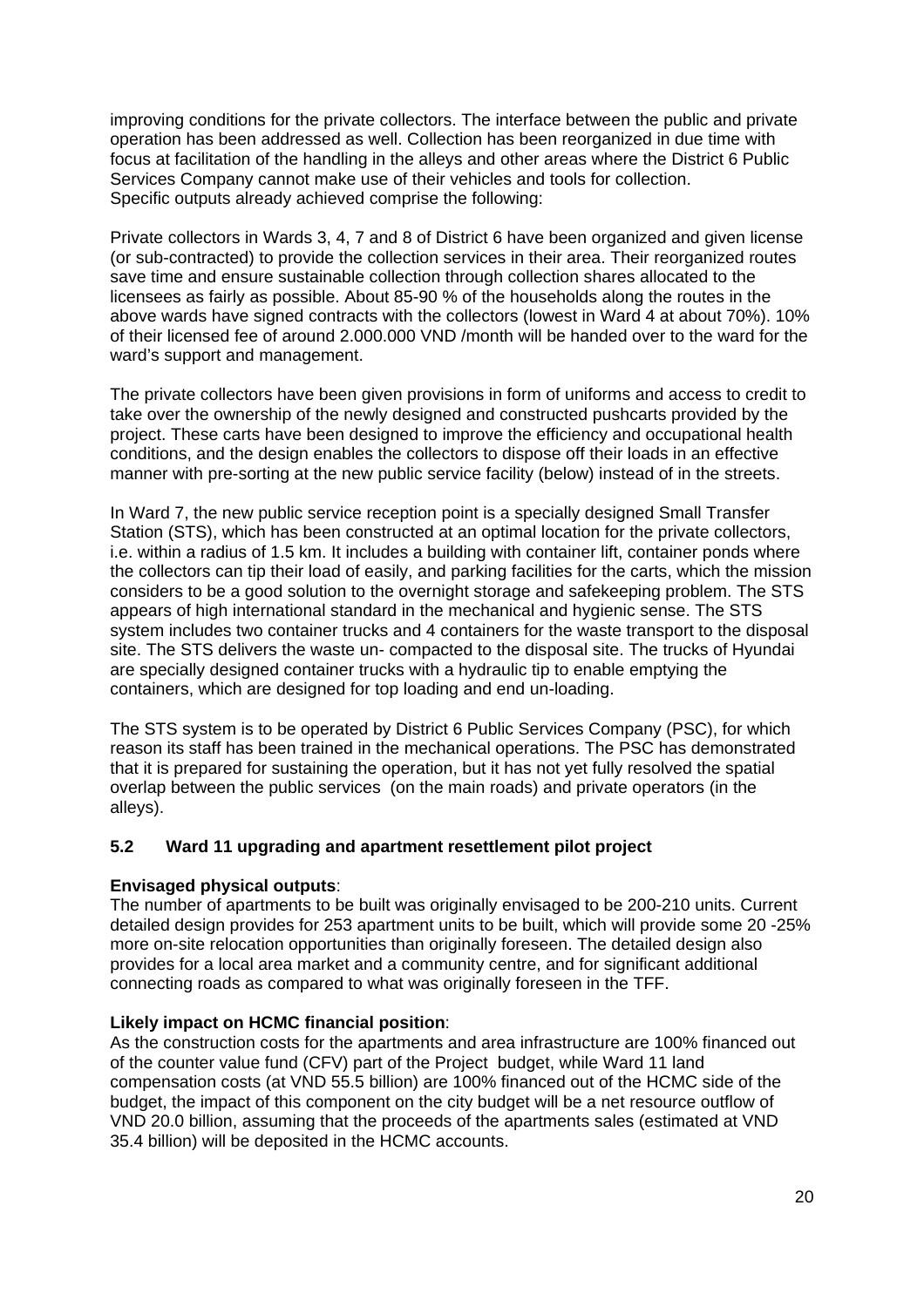improving conditions for the private collectors. The interface between the public and private operation has been addressed as well. Collection has been reorganized in due time with focus at facilitation of the handling in the alleys and other areas where the District 6 Public Services Company cannot make use of their vehicles and tools for collection.
Specific outputs already achieved comprise the following:

Private collectors in Wards 3, 4, 7 and 8 of District 6 have been organized and given license (or sub-contracted) to provide the collection services in their area. Their reorganized routes save time and ensure sustainable collection through collection shares allocated to the licensees as fairly as possible. About 85-90 % of the households along the routes in the above wards have signed contracts with the collectors (lowest in Ward 4 at about 70%). 10% of their licensed fee of around 2.000.000 VND /month will be handed over to the ward for the ward's support and management.

The private collectors have been given provisions in form of uniforms and access to credit to take over the ownership of the newly designed and constructed pushcarts provided by the project. These carts have been designed to improve the efficiency and occupational health conditions, and the design enables the collectors to dispose off their loads in an effective manner with pre-sorting at the new public service facility (below) instead of in the streets.

In Ward 7, the new public service reception point is a specially designed Small Transfer Station (STS), which has been constructed at an optimal location for the private collectors, i.e. within a radius of 1.5 km. It includes a building with container lift, container ponds where the collectors can tip their load of easily, and parking facilities for the carts, which the mission considers to be a good solution to the overnight storage and safekeeping problem. The STS appears of high international standard in the mechanical and hygienic sense. The STS system includes two container trucks and 4 containers for the waste transport to the disposal site. The STS delivers the waste un- compacted to the disposal site. The trucks of Hyundai are specially designed container trucks with a hydraulic tip to enable emptying the containers, which are designed for top loading and end un-loading.

The STS system is to be operated by District 6 Public Services Company (PSC), for which reason its staff has been trained in the mechanical operations. The PSC has demonstrated that it is prepared for sustaining the operation, but it has not yet fully resolved the spatial overlap between the public services (on the main roads) and private operators (in the alleys).

### 5.2 Ward 11 upgrading and apartment resettlement pilot project

**Envisaged physical outputs**:
The number of apartments to be built was originally envisaged to be 200-210 units. Current detailed design provides for 253 apartment units to be built, which will provide some 20 -25% more on-site relocation opportunities than originally foreseen. The detailed design also provides for a local area market and a community centre, and for significant additional connecting roads as compared to what was originally foreseen in the TFF.

**Likely impact on HCMC financial position**:
As the construction costs for the apartments and area infrastructure are 100% financed out of the counter value fund (CFV) part of the Project budget, while Ward 11 land compensation costs (at VND 55.5 billion) are 100% financed out of the HCMC side of the budget, the impact of this component on the city budget will be a net resource outflow of VND 20.0 billion, assuming that the proceeds of the apartments sales (estimated at VND 35.4 billion) will be deposited in the HCMC accounts.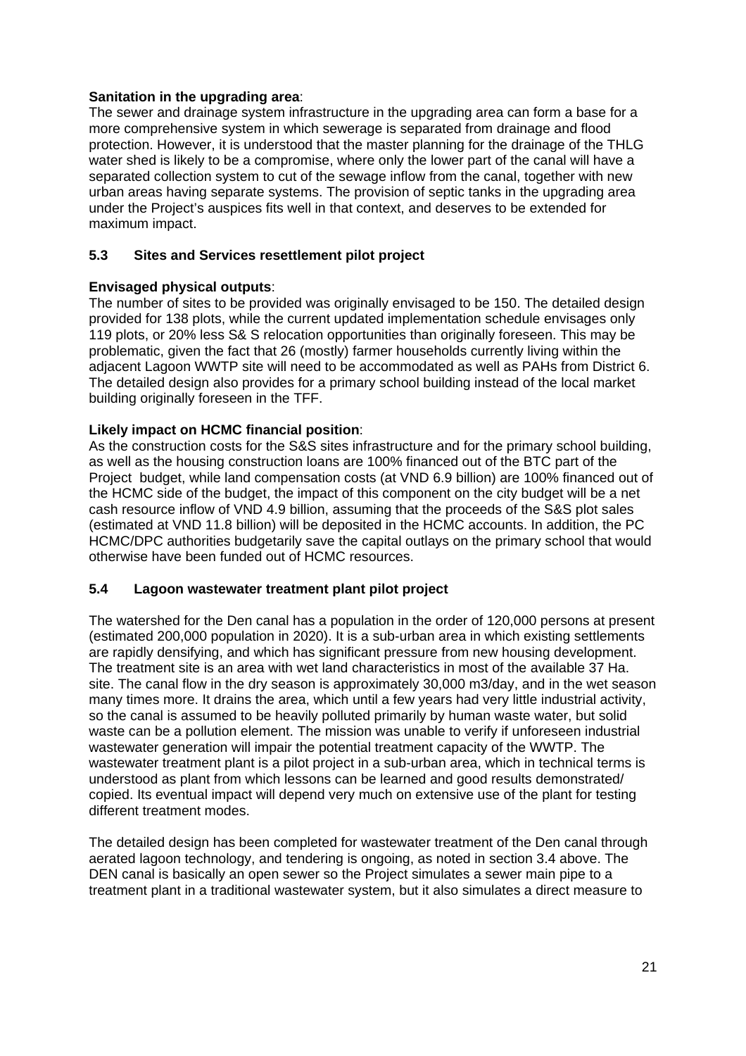**Sanitation in the upgrading area**:
The sewer and drainage system infrastructure in the upgrading area can form a base for a more comprehensive system in which sewerage is separated from drainage and flood protection. However, it is understood that the master planning for the drainage of the THLG water shed is likely to be a compromise, where only the lower part of the canal will have a separated collection system to cut of the sewage inflow from the canal, together with new urban areas having separate systems. The provision of septic tanks in the upgrading area under the Project's auspices fits well in that context, and deserves to be extended for maximum impact.

## 5.3 Sites and Services resettlement pilot project

**Envisaged physical outputs**:
The number of sites to be provided was originally envisaged to be 150. The detailed design provided for 138 plots, while the current updated implementation schedule envisages only 119 plots, or 20% less S& S relocation opportunities than originally foreseen. This may be problematic, given the fact that 26 (mostly) farmer households currently living within the adjacent Lagoon WWTP site will need to be accommodated as well as PAHs from District 6. The detailed design also provides for a primary school building instead of the local market building originally foreseen in the TFF.

**Likely impact on HCMC financial position**:
As the construction costs for the S&S sites infrastructure and for the primary school building, as well as the housing construction loans are 100% financed out of the BTC part of the Project budget, while land compensation costs (at VND 6.9 billion) are 100% financed out of the HCMC side of the budget, the impact of this component on the city budget will be a net cash resource inflow of VND 4.9 billion, assuming that the proceeds of the S&S plot sales (estimated at VND 11.8 billion) will be deposited in the HCMC accounts. In addition, the PC HCMC/DPC authorities budgetarily save the capital outlays on the primary school that would otherwise have been funded out of HCMC resources.

## 5.4 Lagoon wastewater treatment plant pilot project

The watershed for the Den canal has a population in the order of 120,000 persons at present (estimated 200,000 population in 2020). It is a sub-urban area in which existing settlements are rapidly densifying, and which has significant pressure from new housing development. The treatment site is an area with wet land characteristics in most of the available 37 Ha. site. The canal flow in the dry season is approximately 30,000 m3/day, and in the wet season many times more. It drains the area, which until a few years had very little industrial activity, so the canal is assumed to be heavily polluted primarily by human waste water, but solid waste can be a pollution element. The mission was unable to verify if unforeseen industrial wastewater generation will impair the potential treatment capacity of the WWTP. The wastewater treatment plant is a pilot project in a sub-urban area, which in technical terms is understood as plant from which lessons can be learned and good results demonstrated/ copied. Its eventual impact will depend very much on extensive use of the plant for testing different treatment modes.

The detailed design has been completed for wastewater treatment of the Den canal through aerated lagoon technology, and tendering is ongoing, as noted in section 3.4 above. The DEN canal is basically an open sewer so the Project simulates a sewer main pipe to a treatment plant in a traditional wastewater system, but it also simulates a direct measure to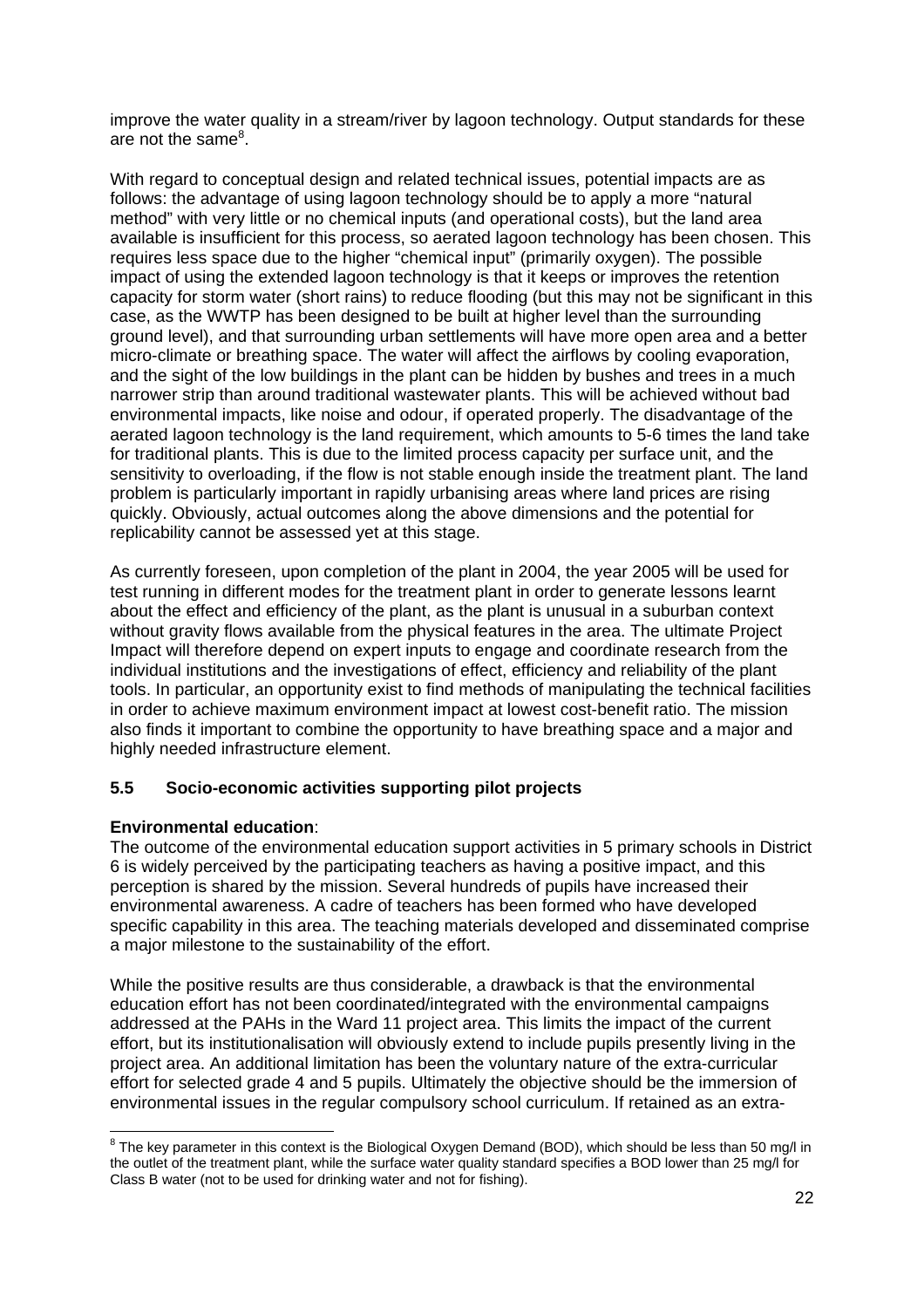improve the water quality in a stream/river by lagoon technology. Output standards for these are not the same[8].

With regard to conceptual design and related technical issues, potential impacts are as follows: the advantage of using lagoon technology should be to apply a more "natural method" with very little or no chemical inputs (and operational costs), but the land area available is insufficient for this process, so aerated lagoon technology has been chosen. This requires less space due to the higher "chemical input" (primarily oxygen). The possible impact of using the extended lagoon technology is that it keeps or improves the retention capacity for storm water (short rains) to reduce flooding (but this may not be significant in this case, as the WWTP has been designed to be built at higher level than the surrounding ground level), and that surrounding urban settlements will have more open area and a better micro-climate or breathing space. The water will affect the airflows by cooling evaporation, and the sight of the low buildings in the plant can be hidden by bushes and trees in a much narrower strip than around traditional wastewater plants. This will be achieved without bad environmental impacts, like noise and odour, if operated properly. The disadvantage of the aerated lagoon technology is the land requirement, which amounts to 5-6 times the land take for traditional plants. This is due to the limited process capacity per surface unit, and the sensitivity to overloading, if the flow is not stable enough inside the treatment plant. The land problem is particularly important in rapidly urbanising areas where land prices are rising quickly. Obviously, actual outcomes along the above dimensions and the potential for replicability cannot be assessed yet at this stage.

As currently foreseen, upon completion of the plant in 2004, the year 2005 will be used for test running in different modes for the treatment plant in order to generate lessons learnt about the effect and efficiency of the plant, as the plant is unusual in a suburban context without gravity flows available from the physical features in the area. The ultimate Project Impact will therefore depend on expert inputs to engage and coordinate research from the individual institutions and the investigations of effect, efficiency and reliability of the plant tools. In particular, an opportunity exist to find methods of manipulating the technical facilities in order to achieve maximum environment impact at lowest cost-benefit ratio. The mission also finds it important to combine the opportunity to have breathing space and a major and highly needed infrastructure element.

### 5.5 Socio-economic activities supporting pilot projects

**Environmental education**:
The outcome of the environmental education support activities in 5 primary schools in District 6 is widely perceived by the participating teachers as having a positive impact, and this perception is shared by the mission. Several hundreds of pupils have increased their environmental awareness. A cadre of teachers has been formed who have developed specific capability in this area. The teaching materials developed and disseminated comprise a major milestone to the sustainability of the effort.

While the positive results are thus considerable, a drawback is that the environmental education effort has not been coordinated/integrated with the environmental campaigns addressed at the PAHs in the Ward 11 project area. This limits the impact of the current effort, but its institutionalisation will obviously extend to include pupils presently living in the project area. An additional limitation has been the voluntary nature of the extra-curricular effort for selected grade 4 and 5 pupils. Ultimately the objective should be the immersion of environmental issues in the regular compulsory school curriculum. If retained as an extra-

---

[8] The key parameter in this context is the Biological Oxygen Demand (BOD), which should be less than 50 mg/l in the outlet of the treatment plant, while the surface water quality standard specifies a BOD lower than 25 mg/l for Class B water (not to be used for drinking water and not for fishing).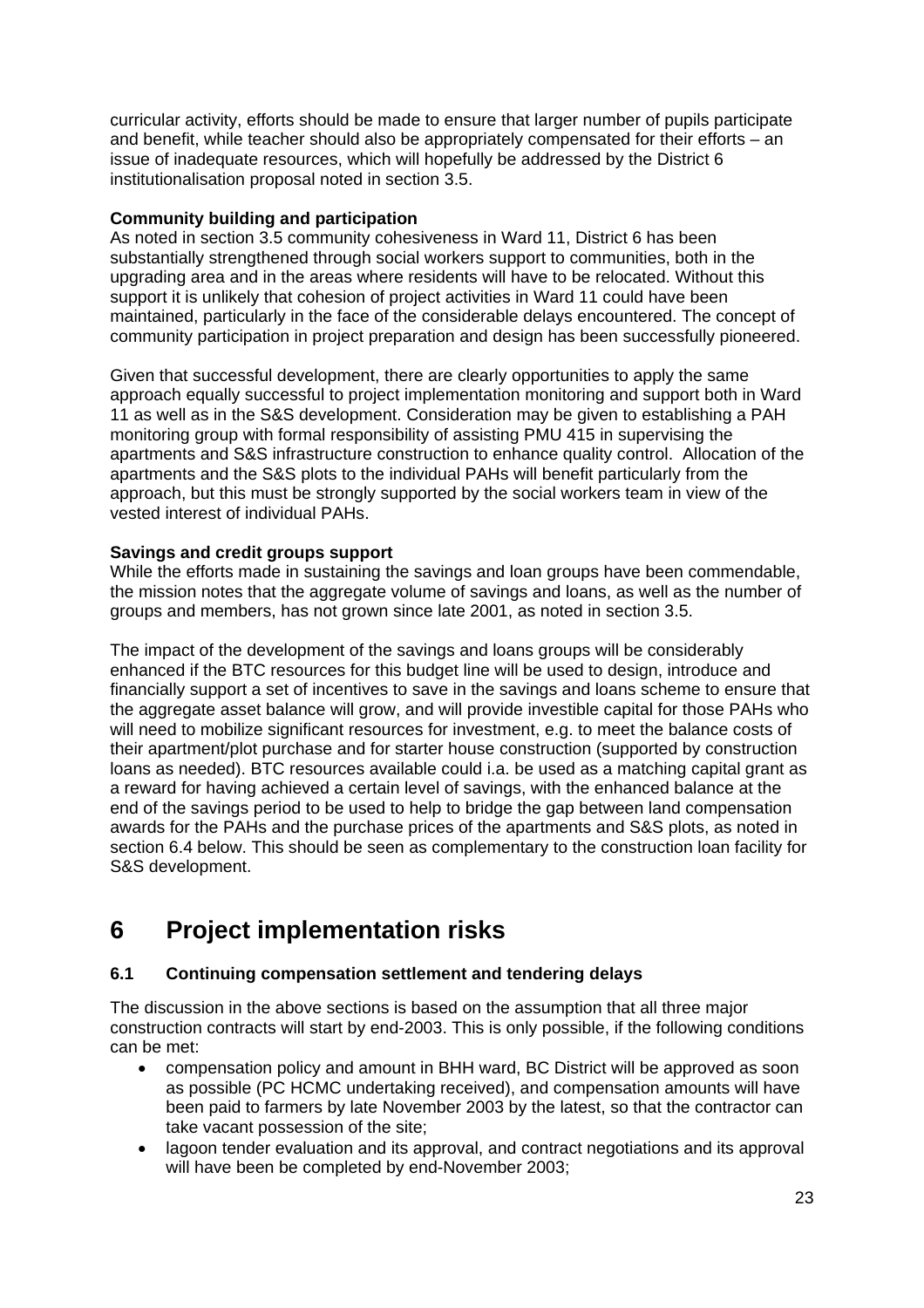curricular activity, efforts should be made to ensure that larger number of pupils participate and benefit, while teacher should also be appropriately compensated for their efforts – an issue of inadequate resources, which will hopefully be addressed by the District 6 institutionalisation proposal noted in section 3.5.

**Community building and participation**
As noted in section 3.5 community cohesiveness in Ward 11, District 6 has been substantially strengthened through social workers support to communities, both in the upgrading area and in the areas where residents will have to be relocated. Without this support it is unlikely that cohesion of project activities in Ward 11 could have been maintained, particularly in the face of the considerable delays encountered. The concept of community participation in project preparation and design has been successfully pioneered.

Given that successful development, there are clearly opportunities to apply the same approach equally successful to project implementation monitoring and support both in Ward 11 as well as in the S&S development. Consideration may be given to establishing a PAH monitoring group with formal responsibility of assisting PMU 415 in supervising the apartments and S&S infrastructure construction to enhance quality control. Allocation of the apartments and the S&S plots to the individual PAHs will benefit particularly from the approach, but this must be strongly supported by the social workers team in view of the vested interest of individual PAHs.

**Savings and credit groups support**
While the efforts made in sustaining the savings and loan groups have been commendable, the mission notes that the aggregate volume of savings and loans, as well as the number of groups and members, has not grown since late 2001, as noted in section 3.5.

The impact of the development of the savings and loans groups will be considerably enhanced if the BTC resources for this budget line will be used to design, introduce and financially support a set of incentives to save in the savings and loans scheme to ensure that the aggregate asset balance will grow, and will provide investible capital for those PAHs who will need to mobilize significant resources for investment, e.g. to meet the balance costs of their apartment/plot purchase and for starter house construction (supported by construction loans as needed). BTC resources available could i.a. be used as a matching capital grant as a reward for having achieved a certain level of savings, with the enhanced balance at the end of the savings period to be used to help to bridge the gap between land compensation awards for the PAHs and the purchase prices of the apartments and S&S plots, as noted in section 6.4 below. This should be seen as complementary to the construction loan facility for S&S development.

# 6 Project implementation risks

## 6.1 Continuing compensation settlement and tendering delays

The discussion in the above sections is based on the assumption that all three major construction contracts will start by end-2003. This is only possible, if the following conditions can be met:

- compensation policy and amount in BHH ward, BC District will be approved as soon as possible (PC HCMC undertaking received), and compensation amounts will have been paid to farmers by late November 2003 by the latest, so that the contractor can take vacant possession of the site;
- lagoon tender evaluation and its approval, and contract negotiations and its approval will have been be completed by end-November 2003;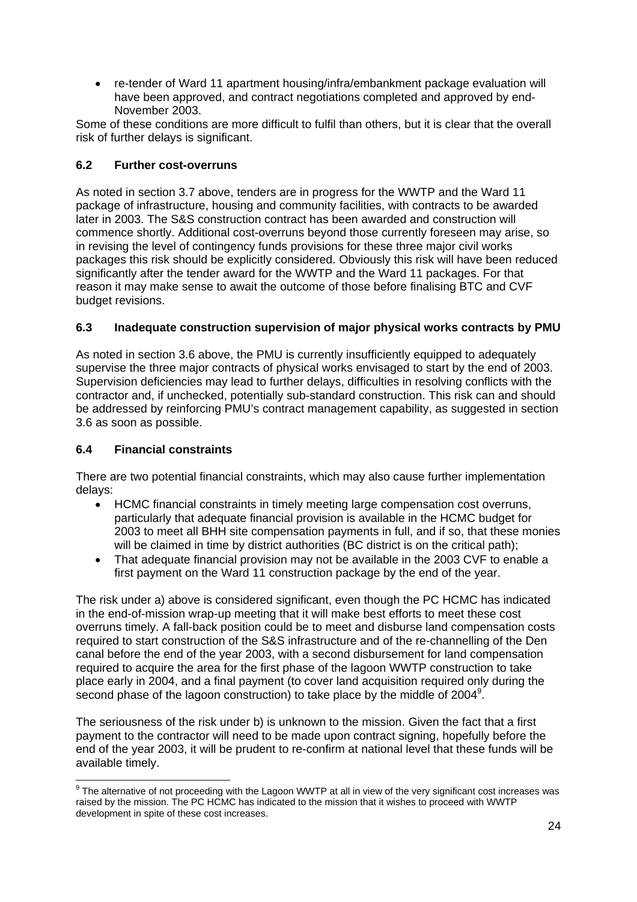- re-tender of Ward 11 apartment housing/infra/embankment package evaluation will have been approved, and contract negotiations completed and approved by end-November 2003.

Some of these conditions are more difficult to fulfil than others, but it is clear that the overall risk of further delays is significant.

### 6.2 Further cost-overruns

As noted in section 3.7 above, tenders are in progress for the WWTP and the Ward 11 package of infrastructure, housing and community facilities, with contracts to be awarded later in 2003. The S&S construction contract has been awarded and construction will commence shortly. Additional cost-overruns beyond those currently foreseen may arise, so in revising the level of contingency funds provisions for these three major civil works packages this risk should be explicitly considered. Obviously this risk will have been reduced significantly after the tender award for the WWTP and the Ward 11 packages. For that reason it may make sense to await the outcome of those before finalising BTC and CVF budget revisions.

### 6.3 Inadequate construction supervision of major physical works contracts by PMU

As noted in section 3.6 above, the PMU is currently insufficiently equipped to adequately supervise the three major contracts of physical works envisaged to start by the end of 2003. Supervision deficiencies may lead to further delays, difficulties in resolving conflicts with the contractor and, if unchecked, potentially sub-standard construction. This risk can and should be addressed by reinforcing PMU's contract management capability, as suggested in section 3.6 as soon as possible.

### 6.4 Financial constraints

There are two potential financial constraints, which may also cause further implementation delays:

- HCMC financial constraints in timely meeting large compensation cost overruns, particularly that adequate financial provision is available in the HCMC budget for 2003 to meet all BHH site compensation payments in full, and if so, that these monies will be claimed in time by district authorities (BC district is on the critical path);
- That adequate financial provision may not be available in the 2003 CVF to enable a first payment on the Ward 11 construction package by the end of the year.

The risk under a) above is considered significant, even though the PC HCMC has indicated in the end-of-mission wrap-up meeting that it will make best efforts to meet these cost overruns timely. A fall-back position could be to meet and disburse land compensation costs required to start construction of the S&S infrastructure and of the re-channelling of the Den canal before the end of the year 2003, with a second disbursement for land compensation required to acquire the area for the first phase of the lagoon WWTP construction to take place early in 2004, and a final payment (to cover land acquisition required only during the second phase of the lagoon construction) to take place by the middle of 2004[9].

The seriousness of the risk under b) is unknown to the mission. Given the fact that a first payment to the contractor will need to be made upon contract signing, hopefully before the end of the year 2003, it will be prudent to re-confirm at national level that these funds will be available timely.

[9] The alternative of not proceeding with the Lagoon WWTP at all in view of the very significant cost increases was raised by the mission. The PC HCMC has indicated to the mission that it wishes to proceed with WWTP development in spite of these cost increases.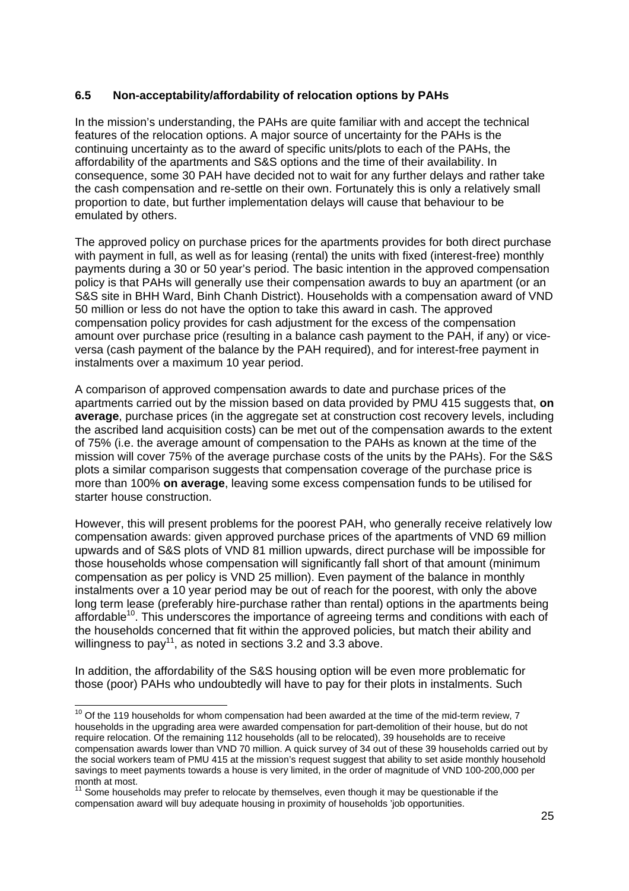### 6.5 Non-acceptability/affordability of relocation options by PAHs

In the mission's understanding, the PAHs are quite familiar with and accept the technical features of the relocation options. A major source of uncertainty for the PAHs is the continuing uncertainty as to the award of specific units/plots to each of the PAHs, the affordability of the apartments and S&S options and the time of their availability. In consequence, some 30 PAH have decided not to wait for any further delays and rather take the cash compensation and re-settle on their own. Fortunately this is only a relatively small proportion to date, but further implementation delays will cause that behaviour to be emulated by others.

The approved policy on purchase prices for the apartments provides for both direct purchase with payment in full, as well as for leasing (rental) the units with fixed (interest-free) monthly payments during a 30 or 50 year's period. The basic intention in the approved compensation policy is that PAHs will generally use their compensation awards to buy an apartment (or an S&S site in BHH Ward, Binh Chanh District). Households with a compensation award of VND 50 million or less do not have the option to take this award in cash. The approved compensation policy provides for cash adjustment for the excess of the compensation amount over purchase price (resulting in a balance cash payment to the PAH, if any) or vice-versa (cash payment of the balance by the PAH required), and for interest-free payment in instalments over a maximum 10 year period.

A comparison of approved compensation awards to date and purchase prices of the apartments carried out by the mission based on data provided by PMU 415 suggests that, **on average**, purchase prices (in the aggregate set at construction cost recovery levels, including the ascribed land acquisition costs) can be met out of the compensation awards to the extent of 75% (i.e. the average amount of compensation to the PAHs as known at the time of the mission will cover 75% of the average purchase costs of the units by the PAHs). For the S&S plots a similar comparison suggests that compensation coverage of the purchase price is more than 100% **on average**, leaving some excess compensation funds to be utilised for starter house construction.

However, this will present problems for the poorest PAH, who generally receive relatively low compensation awards: given approved purchase prices of the apartments of VND 69 million upwards and of S&S plots of VND 81 million upwards, direct purchase will be impossible for those households whose compensation will significantly fall short of that amount (minimum compensation as per policy is VND 25 million). Even payment of the balance in monthly instalments over a 10 year period may be out of reach for the poorest, with only the above long term lease (preferably hire-purchase rather than rental) options in the apartments being affordable[10]. This underscores the importance of agreeing terms and conditions with each of the households concerned that fit within the approved policies, but match their ability and willingness to pay[11], as noted in sections 3.2 and 3.3 above.

In addition, the affordability of the S&S housing option will be even more problematic for those (poor) PAHs who undoubtedly will have to pay for their plots in instalments. Such

---

[10] Of the 119 households for whom compensation had been awarded at the time of the mid-term review, 7 households in the upgrading area were awarded compensation for part-demolition of their house, but do not require relocation. Of the remaining 112 households (all to be relocated), 39 households are to receive compensation awards lower than VND 70 million. A quick survey of 34 out of these 39 households carried out by the social workers team of PMU 415 at the mission's request suggest that ability to set aside monthly household savings to meet payments towards a house is very limited, in the order of magnitude of VND 100-200,000 per month at most.

[11] Some households may prefer to relocate by themselves, even though it may be questionable if the compensation award will buy adequate housing in proximity of households 'job opportunities.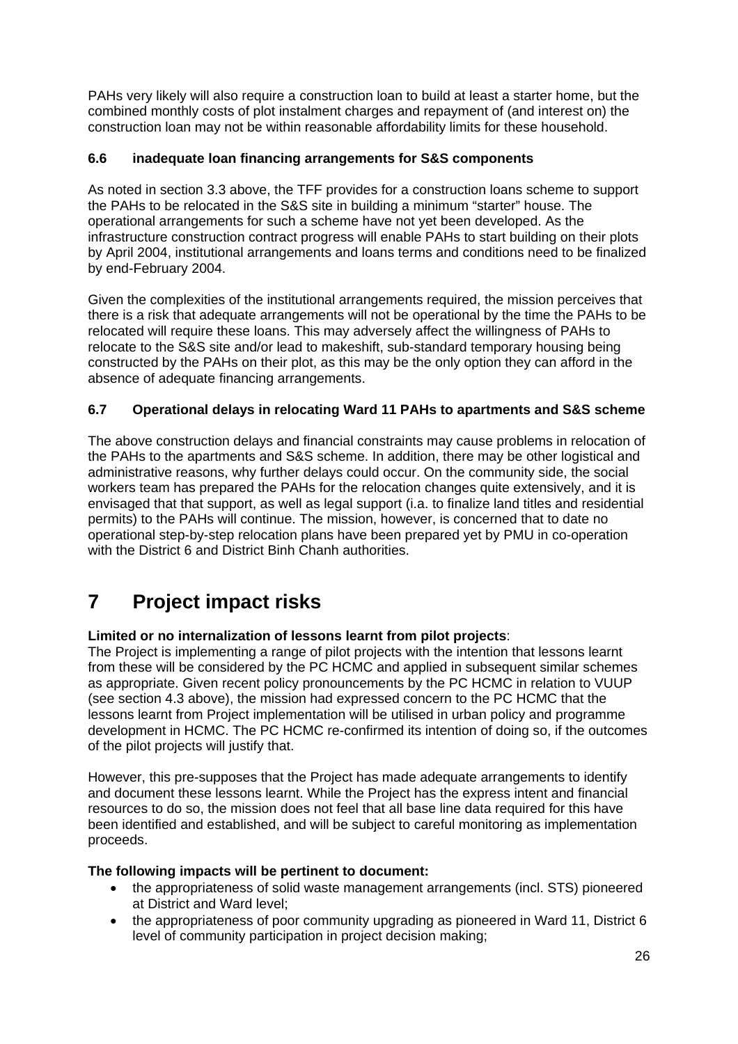PAHs very likely will also require a construction loan to build at least a starter home, but the combined monthly costs of plot instalment charges and repayment of (and interest on) the construction loan may not be within reasonable affordability limits for these household.

### 6.6 inadequate loan financing arrangements for S&S components

As noted in section 3.3 above, the TFF provides for a construction loans scheme to support the PAHs to be relocated in the S&S site in building a minimum “starter” house. The operational arrangements for such a scheme have not yet been developed. As the infrastructure construction contract progress will enable PAHs to start building on their plots by April 2004, institutional arrangements and loans terms and conditions need to be finalized by end-February 2004.

Given the complexities of the institutional arrangements required, the mission perceives that there is a risk that adequate arrangements will not be operational by the time the PAHs to be relocated will require these loans. This may adversely affect the willingness of PAHs to relocate to the S&S site and/or lead to makeshift, sub-standard temporary housing being constructed by the PAHs on their plot, as this may be the only option they can afford in the absence of adequate financing arrangements.

### 6.7 Operational delays in relocating Ward 11 PAHs to apartments and S&S scheme

The above construction delays and financial constraints may cause problems in relocation of the PAHs to the apartments and S&S scheme. In addition, there may be other logistical and administrative reasons, why further delays could occur. On the community side, the social workers team has prepared the PAHs for the relocation changes quite extensively, and it is envisaged that that support, as well as legal support (i.a. to finalize land titles and residential permits) to the PAHs will continue. The mission, however, is concerned that to date no operational step-by-step relocation plans have been prepared yet by PMU in co-operation with the District 6 and District Binh Chanh authorities.

# 7 Project impact risks

**Limited or no internalization of lessons learnt from pilot projects**:
The Project is implementing a range of pilot projects with the intention that lessons learnt from these will be considered by the PC HCMC and applied in subsequent similar schemes as appropriate. Given recent policy pronouncements by the PC HCMC in relation to VUUP (see section 4.3 above), the mission had expressed concern to the PC HCMC that the lessons learnt from Project implementation will be utilised in urban policy and programme development in HCMC. The PC HCMC re-confirmed its intention of doing so, if the outcomes of the pilot projects will justify that.

However, this pre-supposes that the Project has made adequate arrangements to identify and document these lessons learnt. While the Project has the express intent and financial resources to do so, the mission does not feel that all base line data required for this have been identified and established, and will be subject to careful monitoring as implementation proceeds.

**The following impacts will be pertinent to document:**

- the appropriateness of solid waste management arrangements (incl. STS) pioneered at District and Ward level;
- the appropriateness of poor community upgrading as pioneered in Ward 11, District 6 level of community participation in project decision making;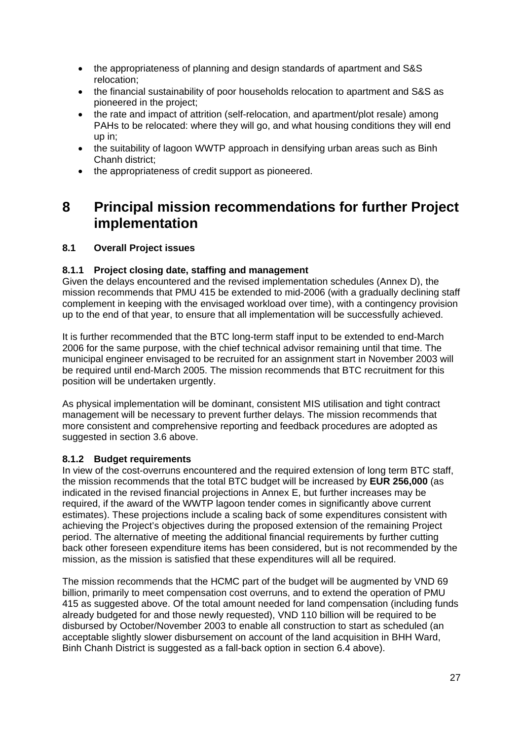- the appropriateness of planning and design standards of apartment and S&S relocation;
- the financial sustainability of poor households relocation to apartment and S&S as pioneered in the project;
- the rate and impact of attrition (self-relocation, and apartment/plot resale) among PAHs to be relocated: where they will go, and what housing conditions they will end up in;
- the suitability of lagoon WWTP approach in densifying urban areas such as Binh Chanh district;
- the appropriateness of credit support as pioneered.

# 8 Principal mission recommendations for further Project implementation

## 8.1 Overall Project issues

### 8.1.1 Project closing date, staffing and management

Given the delays encountered and the revised implementation schedules (Annex D), the mission recommends that PMU 415 be extended to mid-2006 (with a gradually declining staff complement in keeping with the envisaged workload over time), with a contingency provision up to the end of that year, to ensure that all implementation will be successfully achieved.

It is further recommended that the BTC long-term staff input to be extended to end-March 2006 for the same purpose, with the chief technical advisor remaining until that time. The municipal engineer envisaged to be recruited for an assignment start in November 2003 will be required until end-March 2005. The mission recommends that BTC recruitment for this position will be undertaken urgently.

As physical implementation will be dominant, consistent MIS utilisation and tight contract management will be necessary to prevent further delays. The mission recommends that more consistent and comprehensive reporting and feedback procedures are adopted as suggested in section 3.6 above.

### 8.1.2 Budget requirements

In view of the cost-overruns encountered and the required extension of long term BTC staff, the mission recommends that the total BTC budget will be increased by **EUR 256,000** (as indicated in the revised financial projections in Annex E, but further increases may be required, if the award of the WWTP lagoon tender comes in significantly above current estimates). These projections include a scaling back of some expenditures consistent with achieving the Project's objectives during the proposed extension of the remaining Project period. The alternative of meeting the additional financial requirements by further cutting back other foreseen expenditure items has been considered, but is not recommended by the mission, as the mission is satisfied that these expenditures will all be required.

The mission recommends that the HCMC part of the budget will be augmented by VND 69 billion, primarily to meet compensation cost overruns, and to extend the operation of PMU 415 as suggested above. Of the total amount needed for land compensation (including funds already budgeted for and those newly requested), VND 110 billion will be required to be disbursed by October/November 2003 to enable all construction to start as scheduled (an acceptable slightly slower disbursement on account of the land acquisition in BHH Ward, Binh Chanh District is suggested as a fall-back option in section 6.4 above).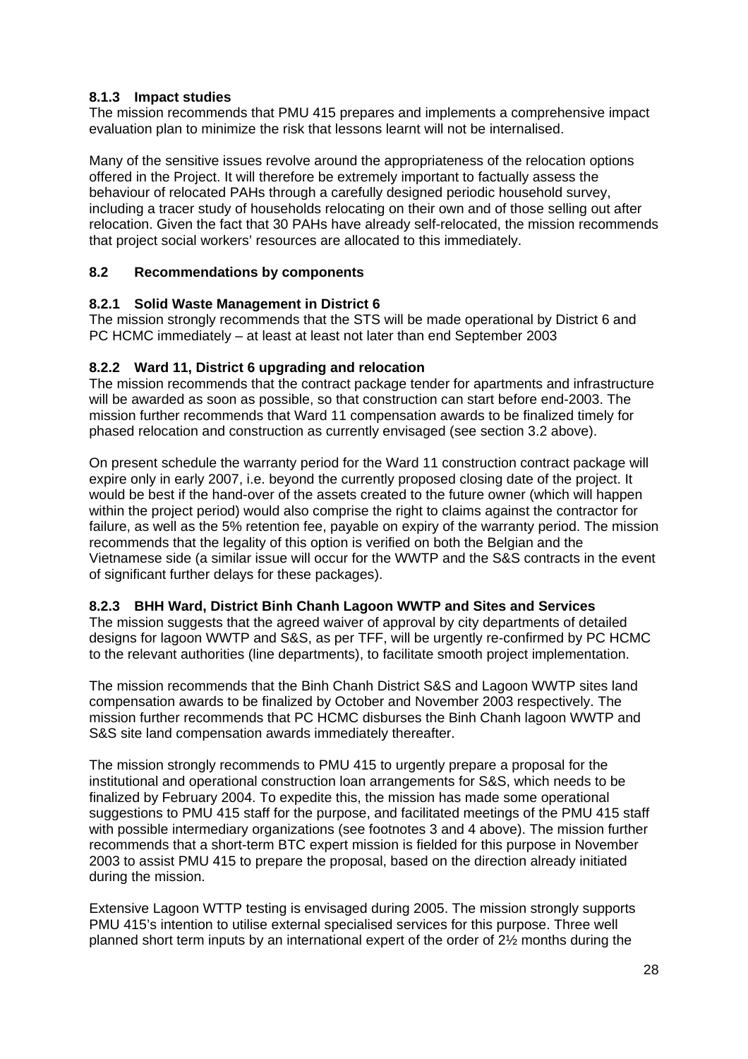### 8.1.3 Impact studies

The mission recommends that PMU 415 prepares and implements a comprehensive impact evaluation plan to minimize the risk that lessons learnt will not be internalised.

Many of the sensitive issues revolve around the appropriateness of the relocation options offered in the Project. It will therefore be extremely important to factually assess the behaviour of relocated PAHs through a carefully designed periodic household survey, including a tracer study of households relocating on their own and of those selling out after relocation. Given the fact that 30 PAHs have already self-relocated, the mission recommends that project social workers' resources are allocated to this immediately.

## 8.2 Recommendations by components

### 8.2.1 Solid Waste Management in District 6

The mission strongly recommends that the STS will be made operational by District 6 and PC HCMC immediately – at least at least not later than end September 2003

### 8.2.2 Ward 11, District 6 upgrading and relocation

The mission recommends that the contract package tender for apartments and infrastructure will be awarded as soon as possible, so that construction can start before end-2003. The mission further recommends that Ward 11 compensation awards to be finalized timely for phased relocation and construction as currently envisaged (see section 3.2 above).

On present schedule the warranty period for the Ward 11 construction contract package will expire only in early 2007, i.e. beyond the currently proposed closing date of the project. It would be best if the hand-over of the assets created to the future owner (which will happen within the project period) would also comprise the right to claims against the contractor for failure, as well as the 5% retention fee, payable on expiry of the warranty period. The mission recommends that the legality of this option is verified on both the Belgian and the Vietnamese side (a similar issue will occur for the WWTP and the S&S contracts in the event of significant further delays for these packages).

### 8.2.3 BHH Ward, District Binh Chanh Lagoon WWTP and Sites and Services

The mission suggests that the agreed waiver of approval by city departments of detailed designs for lagoon WWTP and S&S, as per TFF, will be urgently re-confirmed by PC HCMC to the relevant authorities (line departments), to facilitate smooth project implementation.

The mission recommends that the Binh Chanh District S&S and Lagoon WWTP sites land compensation awards to be finalized by October and November 2003 respectively. The mission further recommends that PC HCMC disburses the Binh Chanh lagoon WWTP and S&S site land compensation awards immediately thereafter.

The mission strongly recommends to PMU 415 to urgently prepare a proposal for the institutional and operational construction loan arrangements for S&S, which needs to be finalized by February 2004. To expedite this, the mission has made some operational suggestions to PMU 415 staff for the purpose, and facilitated meetings of the PMU 415 staff with possible intermediary organizations (see footnotes 3 and 4 above). The mission further recommends that a short-term BTC expert mission is fielded for this purpose in November 2003 to assist PMU 415 to prepare the proposal, based on the direction already initiated during the mission.

Extensive Lagoon WTTP testing is envisaged during 2005. The mission strongly supports PMU 415's intention to utilise external specialised services for this purpose. Three well planned short term inputs by an international expert of the order of 2½ months during the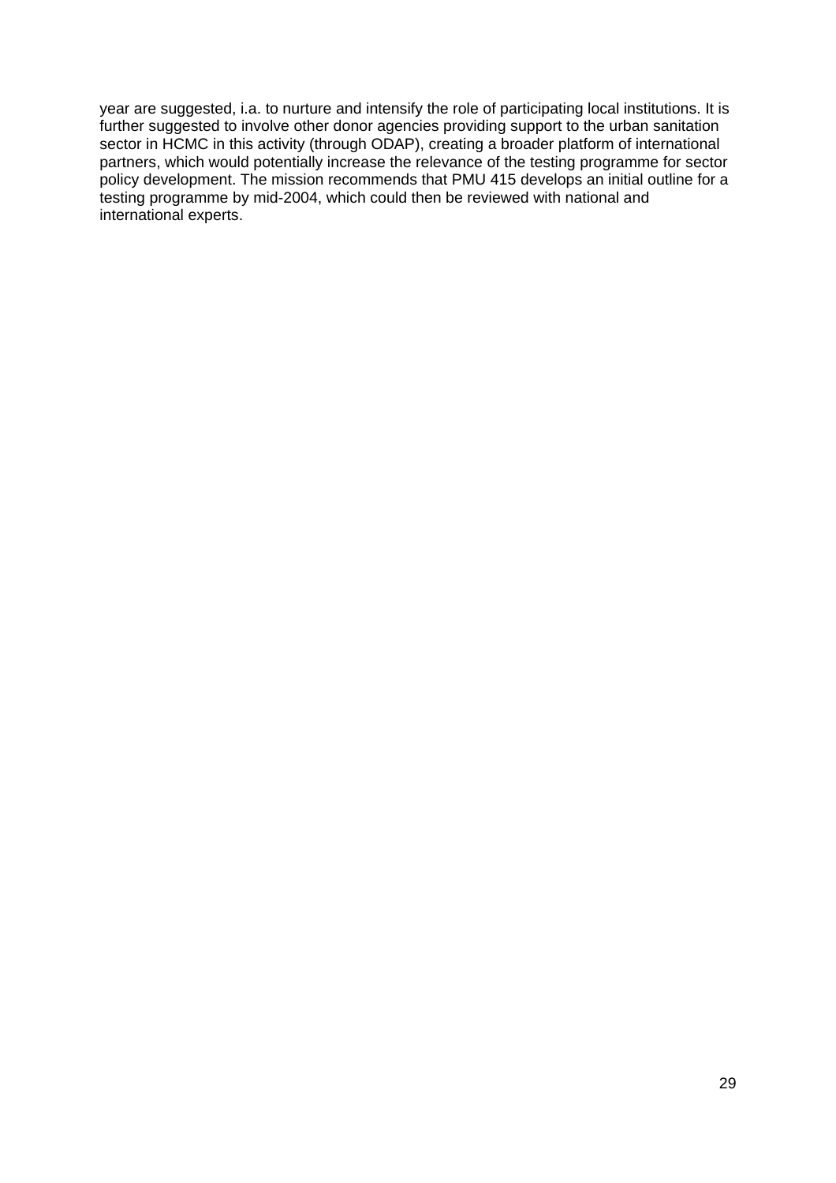year are suggested, i.a. to nurture and intensify the role of participating local institutions. It is further suggested to involve other donor agencies providing support to the urban sanitation sector in HCMC in this activity (through ODAP), creating a broader platform of international partners, which would potentially increase the relevance of the testing programme for sector policy development. The mission recommends that PMU 415 develops an initial outline for a testing programme by mid-2004, which could then be reviewed with national and international experts.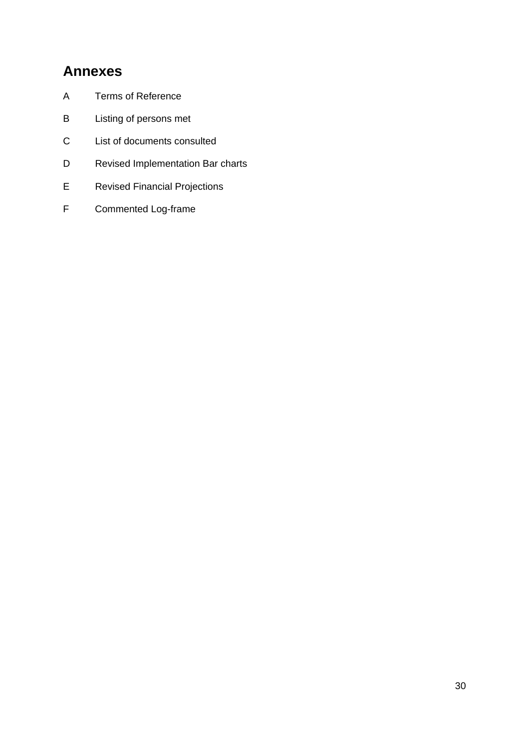## Annexes

A Terms of Reference

B Listing of persons met

C List of documents consulted

D Revised Implementation Bar charts

E Revised Financial Projections

F Commented Log-frame